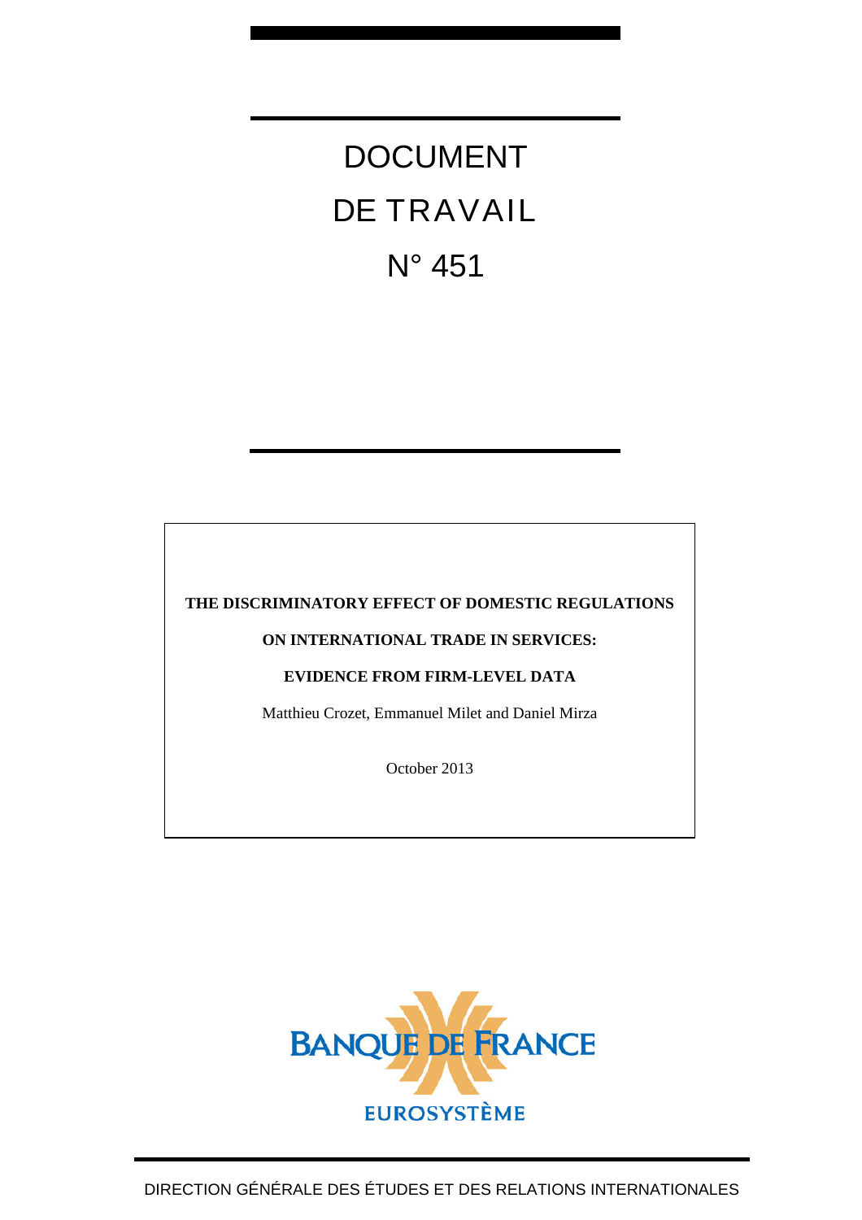# DOCUMENT DE TRAVAIL N° 451

**THE DISCRIMINATORY EFFECT OF DOMESTIC REGULATIONS ON INTERNATIONAL TRADE IN SERVICES: EVIDENCE FROM FIRM-LEVEL DATA**

Matthieu Crozet, Emmanuel Milet and Daniel Mirza

October 2013

BANQUE DE FRANCE

EUROSYSTÈME

DIRECTION GÉNÉRALE DES ÉTUDES ET DES RELATIONS INTERNATIONALES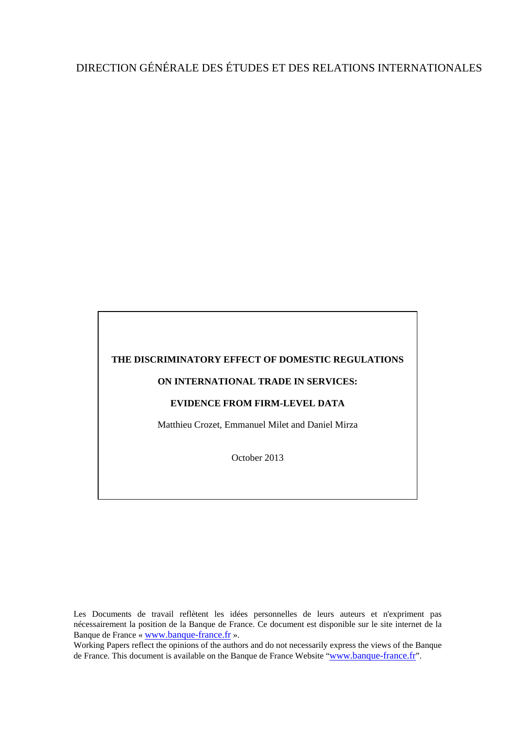DIRECTION GÉNÉRALE DES ÉTUDES ET DES RELATIONS INTERNATIONALES

**THE DISCRIMINATORY EFFECT OF DOMESTIC REGULATIONS**

**ON INTERNATIONAL TRADE IN SERVICES:**

**EVIDENCE FROM FIRM-LEVEL DATA**

Matthieu Crozet, Emmanuel Milet and Daniel Mirza

October 2013

Les Documents de travail reflètent les idées personnelles de leurs auteurs et n'expriment pas nécessairement la position de la Banque de France. Ce document est disponible sur le site internet de la Banque de France « www.banque-france.fr ».

Working Papers reflect the opinions of the authors and do not necessarily express the views of the Banque de France. This document is available on the Banque de France Website "www.banque-france.fr".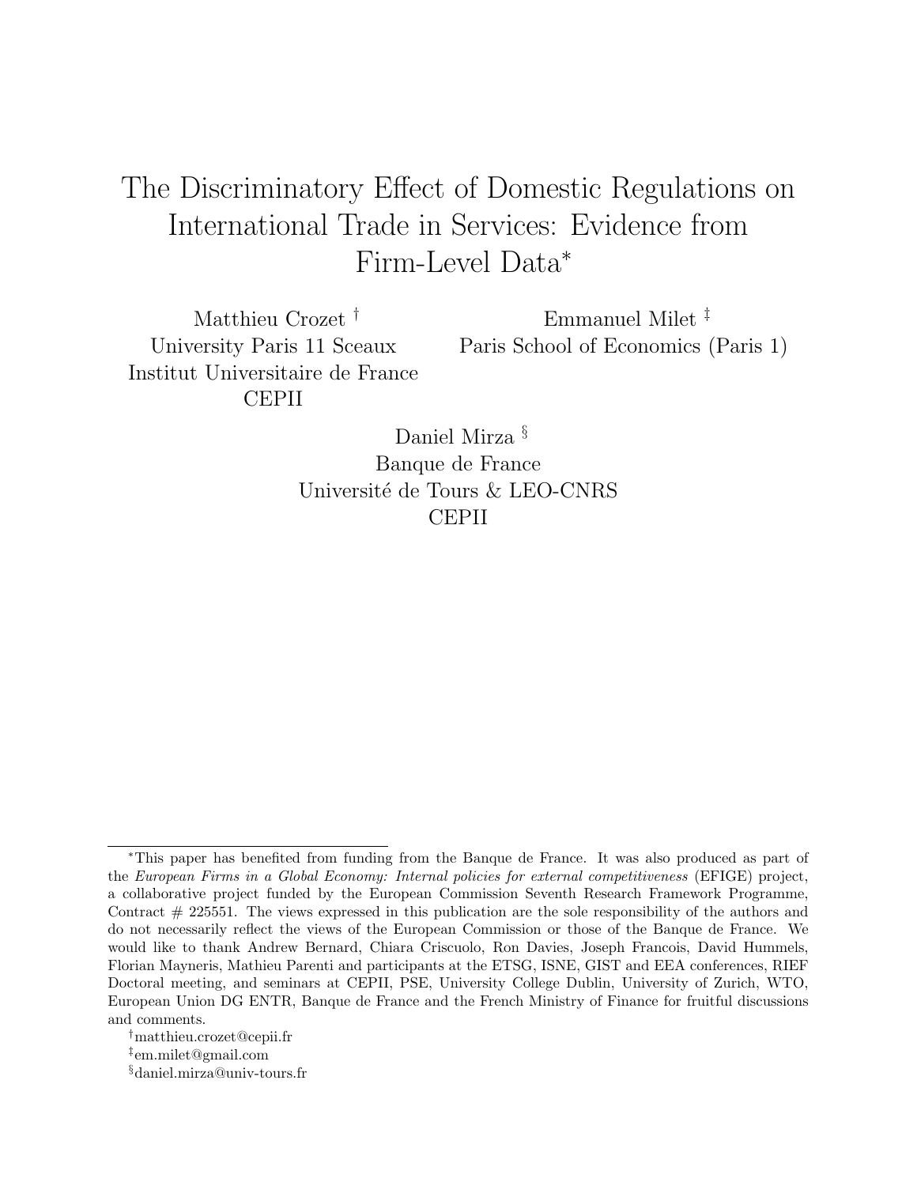# The Discriminatory Effect of Domestic Regulations on International Trade in Services: Evidence from Firm-Level Data*

Matthieu Crozet †
University Paris 11 Sceaux
Institut Universitaire de France
CEPII

Emmanuel Milet ‡
Paris School of Economics (Paris 1)

Daniel Mirza §
Banque de France
Université de Tours & LEO-CNRS
CEPII

---

*This paper has benefited from funding from the Banque de France. It was also produced as part of the *European Firms in a Global Economy: Internal policies for external competitiveness* (EFIGE) project, a collaborative project funded by the European Commission Seventh Research Framework Programme, Contract # 225551. The views expressed in this publication are the sole responsibility of the authors and do not necessarily reflect the views of the European Commission or those of the Banque de France. We would like to thank Andrew Bernard, Chiara Criscuolo, Ron Davies, Joseph Francois, David Hummels, Florian Mayneris, Mathieu Parenti and participants at the ETSG, ISNE, GIST and EEA conferences, RIEF Doctoral meeting, and seminars at CEPII, PSE, University College Dublin, University of Zurich, WTO, European Union DG ENTR, Banque de France and the French Ministry of Finance for fruitful discussions and comments.

†matthieu.crozet@cepii.fr

‡em.milet@gmail.com

§daniel.mirza@univ-tours.fr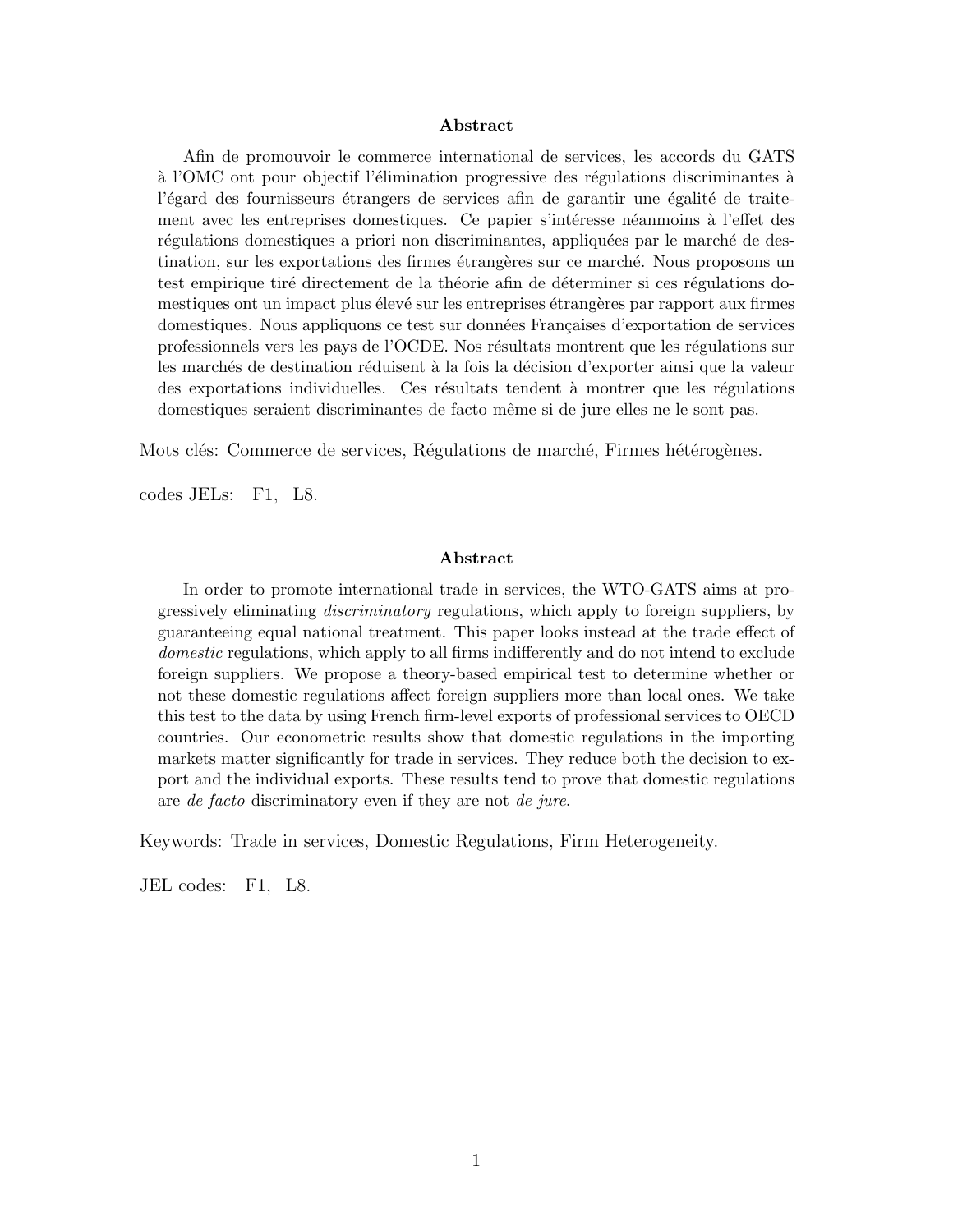**Abstract**

Afin de promouvoir le commerce international de services, les accords du GATS à l'OMC ont pour objectif l'élimination progressive des régulations discriminantes à l'égard des fournisseurs étrangers de services afin de garantir une égalité de traitement avec les entreprises domestiques. Ce papier s'intéresse néanmoins à l'effet des régulations domestiques a priori non discriminantes, appliquées par le marché de destination, sur les exportations des firmes étrangères sur ce marché. Nous proposons un test empirique tiré directement de la théorie afin de déterminer si ces régulations domestiques ont un impact plus élevé sur les entreprises étrangères par rapport aux firmes domestiques. Nous appliquons ce test sur données Françaises d'exportation de services professionnels vers les pays de l'OCDE. Nos résultats montrent que les régulations sur les marchés de destination réduisent à la fois la décision d'exporter ainsi que la valeur des exportations individuelles. Ces résultats tendent à montrer que les régulations domestiques seraient discriminantes de facto même si de jure elles ne le sont pas.

Mots clés: Commerce de services, Régulations de marché, Firmes hétérogènes.

codes JELs: F1, L8.

**Abstract**

In order to promote international trade in services, the WTO-GATS aims at progressively eliminating *discriminatory* regulations, which apply to foreign suppliers, by guaranteeing equal national treatment. This paper looks instead at the trade effect of *domestic* regulations, which apply to all firms indifferently and do not intend to exclude foreign suppliers. We propose a theory-based empirical test to determine whether or not these domestic regulations affect foreign suppliers more than local ones. We take this test to the data by using French firm-level exports of professional services to OECD countries. Our econometric results show that domestic regulations in the importing markets matter significantly for trade in services. They reduce both the decision to export and the individual exports. These results tend to prove that domestic regulations are *de facto* discriminatory even if they are not *de jure*.

Keywords: Trade in services, Domestic Regulations, Firm Heterogeneity.

JEL codes: F1, L8.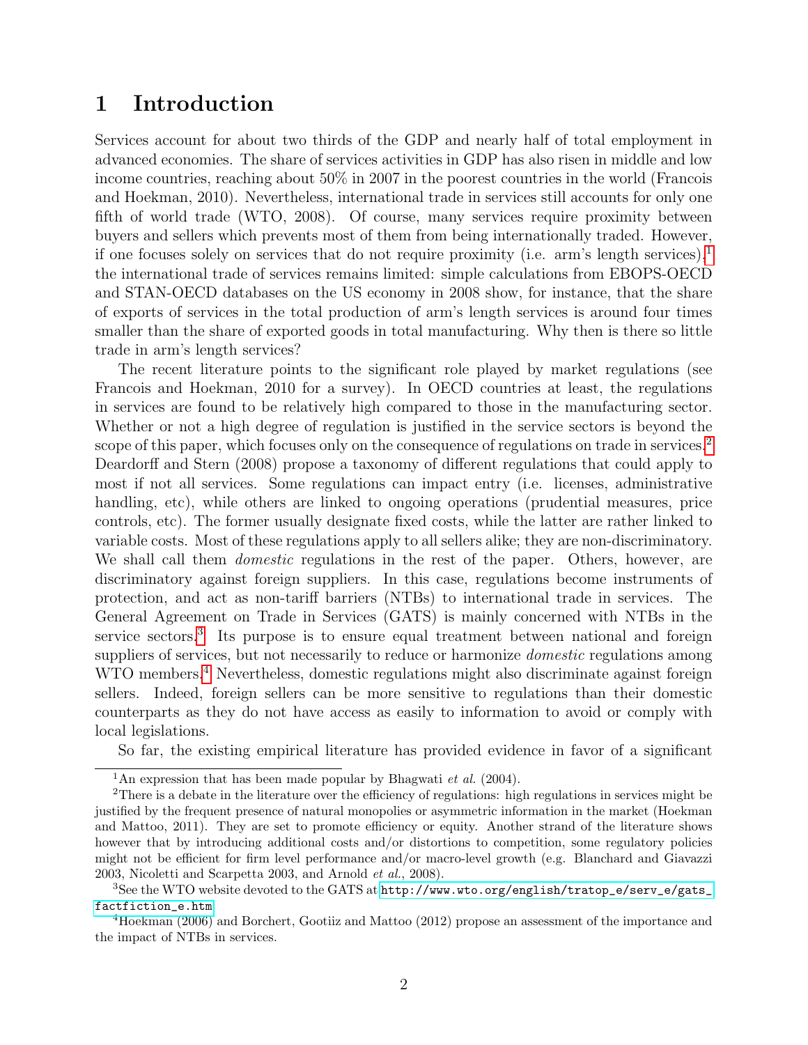# 1 Introduction

Services account for about two thirds of the GDP and nearly half of total employment in advanced economies. The share of services activities in GDP has also risen in middle and low income countries, reaching about 50% in 2007 in the poorest countries in the world (Francois and Hoekman, 2010). Nevertheless, international trade in services still accounts for only one fifth of world trade (WTO, 2008). Of course, many services require proximity between buyers and sellers which prevents most of them from being internationally traded. However, if one focuses solely on services that do not require proximity (i.e. arm's length services),[1] the international trade of services remains limited: simple calculations from EBOPS-OECD and STAN-OECD databases on the US economy in 2008 show, for instance, that the share of exports of services in the total production of arm's length services is around four times smaller than the share of exported goods in total manufacturing. Why then is there so little trade in arm's length services?

The recent literature points to the significant role played by market regulations (see Francois and Hoekman, 2010 for a survey). In OECD countries at least, the regulations in services are found to be relatively high compared to those in the manufacturing sector. Whether or not a high degree of regulation is justified in the service sectors is beyond the scope of this paper, which focuses only on the consequence of regulations on trade in services.[2] Deardorff and Stern (2008) propose a taxonomy of different regulations that could apply to most if not all services. Some regulations can impact entry (i.e. licenses, administrative handling, etc), while others are linked to ongoing operations (prudential measures, price controls, etc). The former usually designate fixed costs, while the latter are rather linked to variable costs. Most of these regulations apply to all sellers alike; they are non-discriminatory. We shall call them *domestic* regulations in the rest of the paper. Others, however, are discriminatory against foreign suppliers. In this case, regulations become instruments of protection, and act as non-tariff barriers (NTBs) to international trade in services. The General Agreement on Trade in Services (GATS) is mainly concerned with NTBs in the service sectors.[3] Its purpose is to ensure equal treatment between national and foreign suppliers of services, but not necessarily to reduce or harmonize *domestic* regulations among WTO members.[4] Nevertheless, domestic regulations might also discriminate against foreign sellers. Indeed, foreign sellers can be more sensitive to regulations than their domestic counterparts as they do not have access as easily to information to avoid or comply with local legislations.

So far, the existing empirical literature has provided evidence in favor of a significant

---

[1] An expression that has been made popular by Bhagwati *et al.* (2004).

[2] There is a debate in the literature over the efficiency of regulations: high regulations in services might be justified by the frequent presence of natural monopolies or asymmetric information in the market (Hoekman and Mattoo, 2011). They are set to promote efficiency or equity. Another strand of the literature shows however that by introducing additional costs and/or distortions to competition, some regulatory policies might not be efficient for firm level performance and/or macro-level growth (e.g. Blanchard and Giavazzi 2003, Nicoletti and Scarpetta 2003, and Arnold *et al.*, 2008).

[3] See the WTO website devoted to the GATS at http://www.wto.org/english/tratop_e/serv_e/gats_factfiction_e.htm

[4] Hoekman (2006) and Borchert, Gootiiz and Mattoo (2012) propose an assessment of the importance and the impact of NTBs in services.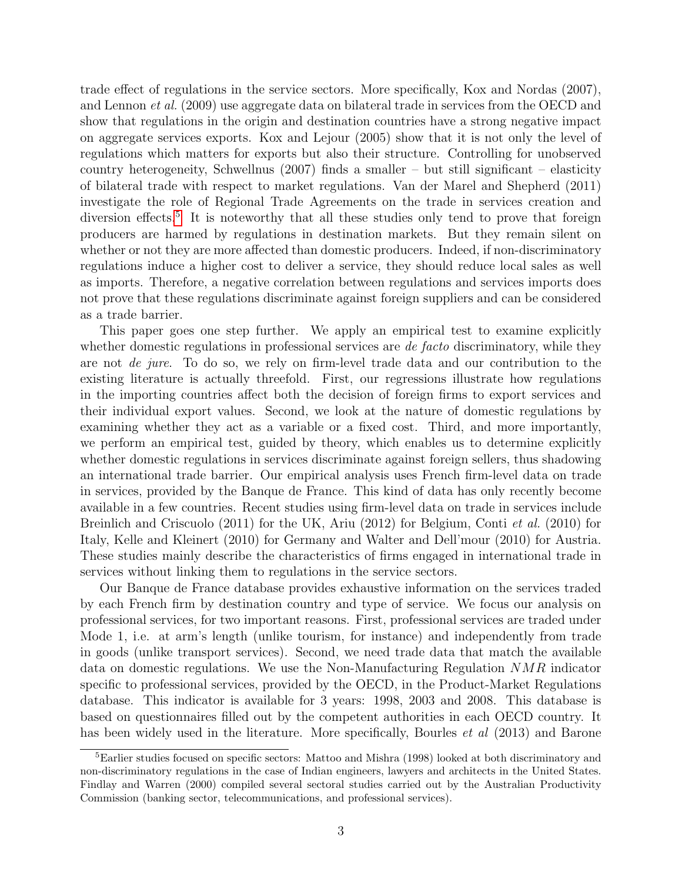trade effect of regulations in the service sectors. More specifically, Kox and Nordas (2007), and Lennon *et al.* (2009) use aggregate data on bilateral trade in services from the OECD and show that regulations in the origin and destination countries have a strong negative impact on aggregate services exports. Kox and Lejour (2005) show that it is not only the level of regulations which matters for exports but also their structure. Controlling for unobserved country heterogeneity, Schwellnus (2007) finds a smaller – but still significant – elasticity of bilateral trade with respect to market regulations. Van der Marel and Shepherd (2011) investigate the role of Regional Trade Agreements on the trade in services creation and diversion effects.[5] It is noteworthy that all these studies only tend to prove that foreign producers are harmed by regulations in destination markets. But they remain silent on whether or not they are more affected than domestic producers. Indeed, if non-discriminatory regulations induce a higher cost to deliver a service, they should reduce local sales as well as imports. Therefore, a negative correlation between regulations and services imports does not prove that these regulations discriminate against foreign suppliers and can be considered as a trade barrier.

This paper goes one step further. We apply an empirical test to examine explicitly whether domestic regulations in professional services are *de facto* discriminatory, while they are not *de jure*. To do so, we rely on firm-level trade data and our contribution to the existing literature is actually threefold. First, our regressions illustrate how regulations in the importing countries affect both the decision of foreign firms to export services and their individual export values. Second, we look at the nature of domestic regulations by examining whether they act as a variable or a fixed cost. Third, and more importantly, we perform an empirical test, guided by theory, which enables us to determine explicitly whether domestic regulations in services discriminate against foreign sellers, thus shadowing an international trade barrier. Our empirical analysis uses French firm-level data on trade in services, provided by the Banque de France. This kind of data has only recently become available in a few countries. Recent studies using firm-level data on trade in services include Breinlich and Criscuolo (2011) for the UK, Ariu (2012) for Belgium, Conti *et al.* (2010) for Italy, Kelle and Kleinert (2010) for Germany and Walter and Dell'mour (2010) for Austria. These studies mainly describe the characteristics of firms engaged in international trade in services without linking them to regulations in the service sectors.

Our Banque de France database provides exhaustive information on the services traded by each French firm by destination country and type of service. We focus our analysis on professional services, for two important reasons. First, professional services are traded under Mode 1, i.e. at arm's length (unlike tourism, for instance) and independently from trade in goods (unlike transport services). Second, we need trade data that match the available data on domestic regulations. We use the Non-Manufacturing Regulation $NMR$ indicator specific to professional services, provided by the OECD, in the Product-Market Regulations database. This indicator is available for 3 years: 1998, 2003 and 2008. This database is based on questionnaires filled out by the competent authorities in each OECD country. It has been widely used in the literature. More specifically, Bourles *et al* (2013) and Barone

[5] Earlier studies focused on specific sectors: Mattoo and Mishra (1998) looked at both discriminatory and non-discriminatory regulations in the case of Indian engineers, lawyers and architects in the United States. Findlay and Warren (2000) compiled several sectoral studies carried out by the Australian Productivity Commission (banking sector, telecommunications, and professional services).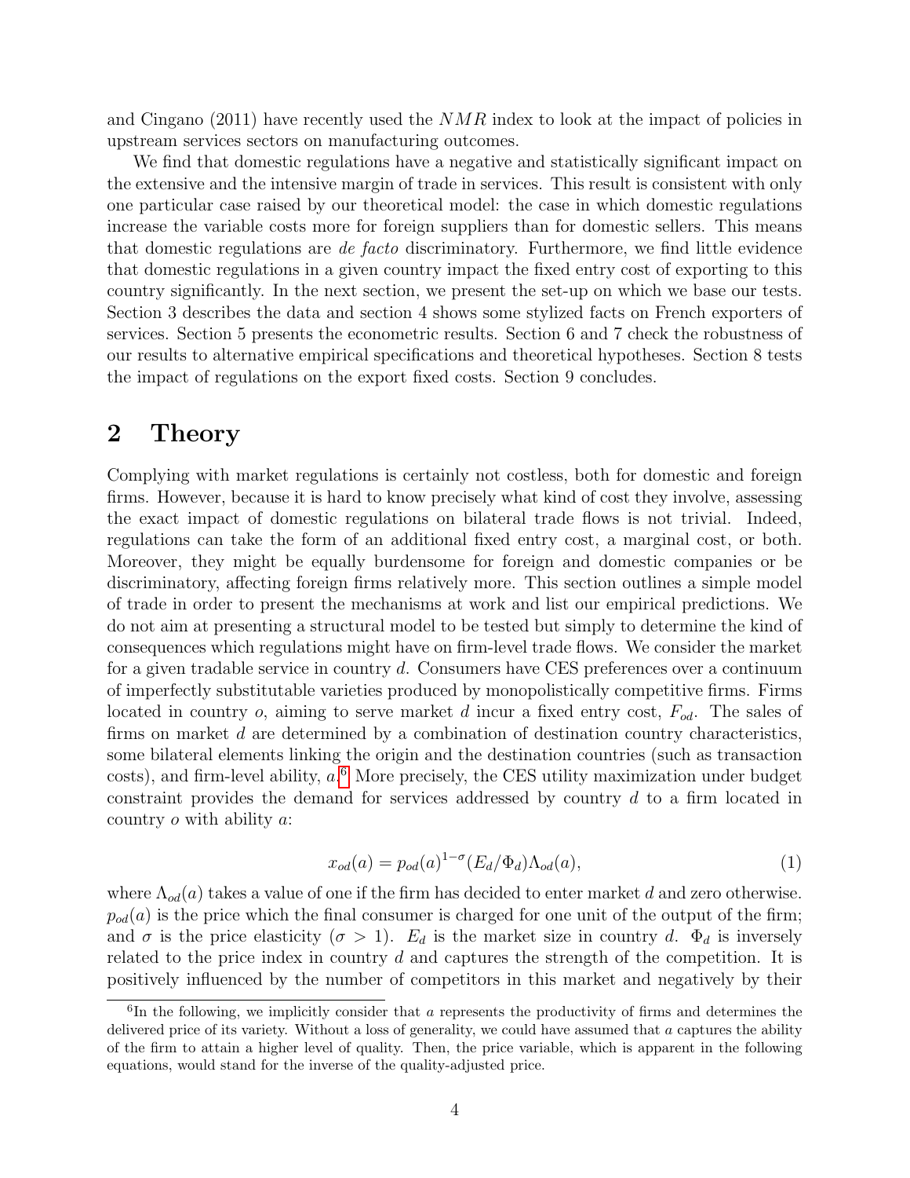and Cingano (2011) have recently used the $NMR$ index to look at the impact of policies in upstream services sectors on manufacturing outcomes.

We find that domestic regulations have a negative and statistically significant impact on the extensive and the intensive margin of trade in services. This result is consistent with only one particular case raised by our theoretical model: the case in which domestic regulations increase the variable costs more for foreign suppliers than for domestic sellers. This means that domestic regulations are *de facto* discriminatory. Furthermore, we find little evidence that domestic regulations in a given country impact the fixed entry cost of exporting to this country significantly. In the next section, we present the set-up on which we base our tests. Section 3 describes the data and section 4 shows some stylized facts on French exporters of services. Section 5 presents the econometric results. Section 6 and 7 check the robustness of our results to alternative empirical specifications and theoretical hypotheses. Section 8 tests the impact of regulations on the export fixed costs. Section 9 concludes.

## 2 Theory

Complying with market regulations is certainly not costless, both for domestic and foreign firms. However, because it is hard to know precisely what kind of cost they involve, assessing the exact impact of domestic regulations on bilateral trade flows is not trivial. Indeed, regulations can take the form of an additional fixed entry cost, a marginal cost, or both. Moreover, they might be equally burdensome for foreign and domestic companies or be discriminatory, affecting foreign firms relatively more. This section outlines a simple model of trade in order to present the mechanisms at work and list our empirical predictions. We do not aim at presenting a structural model to be tested but simply to determine the kind of consequences which regulations might have on firm-level trade flows. We consider the market for a given tradable service in country $d$. Consumers have CES preferences over a continuum of imperfectly substitutable varieties produced by monopolistically competitive firms. Firms located in country $o$, aiming to serve market $d$ incur a fixed entry cost, $F_{od}$. The sales of firms on market $d$ are determined by a combination of destination country characteristics, some bilateral elements linking the origin and the destination countries (such as transaction costs), and firm-level ability, $a$.[6] More precisely, the CES utility maximization under budget constraint provides the demand for services addressed by country $d$ to a firm located in country $o$ with ability $a$:

$$x_{od}(a) = p_{od}(a)^{1-\sigma}(E_d/\Phi_d)\Lambda_{od}(a), \tag{1}$$

where $\Lambda_{od}(a)$ takes a value of one if the firm has decided to enter market $d$ and zero otherwise. $p_{od}(a)$ is the price which the final consumer is charged for one unit of the output of the firm; and $\sigma$ is the price elasticity ($\sigma > 1$). $E_d$ is the market size in country $d$. $\Phi_d$ is inversely related to the price index in country $d$ and captures the strength of the competition. It is positively influenced by the number of competitors in this market and negatively by their

[6] In the following, we implicitly consider that $a$ represents the productivity of firms and determines the delivered price of its variety. Without a loss of generality, we could have assumed that $a$ captures the ability of the firm to attain a higher level of quality. Then, the price variable, which is apparent in the following equations, would stand for the inverse of the quality-adjusted price.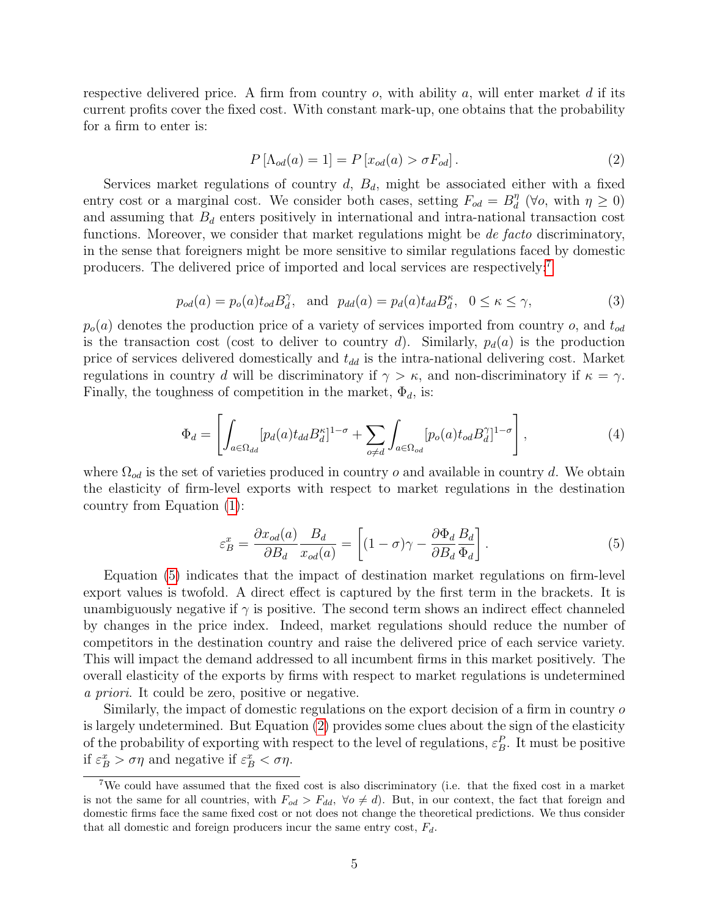respective delivered price. A firm from country $o$, with ability $a$, will enter market $d$ if its current profits cover the fixed cost. With constant mark-up, one obtains that the probability for a firm to enter is:

$$P\left[\Lambda_{od}(a) = 1\right] = P\left[x_{od}(a) > \sigma F_{od}\right]. \tag{2}$$

Services market regulations of country $d$, $B_d$, might be associated either with a fixed entry cost or a marginal cost. We consider both cases, setting $F_{od} = B_d^{\eta}$ ($\forall o$, with $\eta \geq 0$) and assuming that $B_d$ enters positively in international and intra-national transaction cost functions. Moreover, we consider that market regulations might be *de facto* discriminatory, in the sense that foreigners might be more sensitive to similar regulations faced by domestic producers. The delivered price of imported and local services are respectively:[7]

$$p_{od}(a) = p_o(a) t_{od} B_d^{\gamma}, \quad \text{and} \quad p_{dd}(a) = p_d(a) t_{dd} B_d^{\kappa}, \quad 0 \leq \kappa \leq \gamma, \tag{3}$$

$p_o(a)$ denotes the production price of a variety of services imported from country $o$, and $t_{od}$ is the transaction cost (cost to deliver to country $d$). Similarly, $p_d(a)$ is the production price of services delivered domestically and $t_{dd}$ is the intra-national delivering cost. Market regulations in country $d$ will be discriminatory if $\gamma > \kappa$, and non-discriminatory if $\kappa = \gamma$. Finally, the toughness of competition in the market, $\Phi_d$, is:

$$\Phi_d = \left[ \int_{a \in \Omega_{dd}} [p_d(a) t_{dd} B_d^{\kappa}]^{1-\sigma} + \sum_{o \neq d} \int_{a \in \Omega_{od}} [p_o(a) t_{od} B_d^{\gamma}]^{1-\sigma} \right], \tag{4}$$

where $\Omega_{od}$ is the set of varieties produced in country $o$ and available in country $d$. We obtain the elasticity of firm-level exports with respect to market regulations in the destination country from Equation (1):

$$\varepsilon_B^x = \frac{\partial x_{od}(a)}{\partial B_d} \frac{B_d}{x_{od}(a)} = \left[ (1-\sigma)\gamma - \frac{\partial \Phi_d}{\partial B_d} \frac{B_d}{\Phi_d} \right]. \tag{5}$$

Equation (5) indicates that the impact of destination market regulations on firm-level export values is twofold. A direct effect is captured by the first term in the brackets. It is unambiguously negative if $\gamma$ is positive. The second term shows an indirect effect channeled by changes in the price index. Indeed, market regulations should reduce the number of competitors in the destination country and raise the delivered price of each service variety. This will impact the demand addressed to all incumbent firms in this market positively. The overall elasticity of the exports by firms with respect to market regulations is undetermined *a priori*. It could be zero, positive or negative.

Similarly, the impact of domestic regulations on the export decision of a firm in country $o$ is largely undetermined. But Equation (2) provides some clues about the sign of the elasticity of the probability of exporting with respect to the level of regulations, $\varepsilon_B^P$. It must be positive if $\varepsilon_B^x > \sigma\eta$ and negative if $\varepsilon_B^x < \sigma\eta$.

[7] We could have assumed that the fixed cost is also discriminatory (i.e. that the fixed cost in a market is not the same for all countries, with $F_{od} > F_{dd}$, $\forall o \neq d$). But, in our context, the fact that foreign and domestic firms face the same fixed cost or not does not change the theoretical predictions. We thus consider that all domestic and foreign producers incur the same entry cost, $F_d$.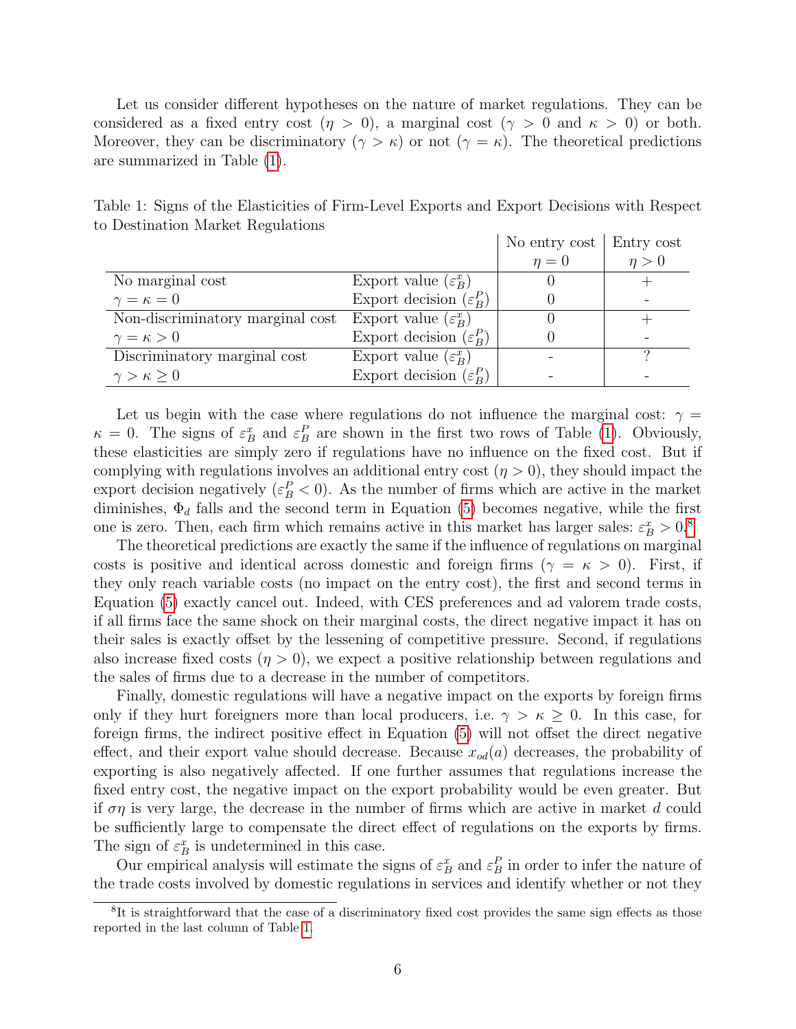Let us consider different hypotheses on the nature of market regulations. They can be considered as a fixed entry cost ($\eta > 0$), a marginal cost ($\gamma > 0$ and $\kappa > 0$) or both. Moreover, they can be discriminatory ($\gamma > \kappa$) or not ($\gamma = \kappa$). The theoretical predictions are summarized in Table (1).

Table 1: Signs of the Elasticities of Firm-Level Exports and Export Decisions with Respect to Destination Market Regulations

| | | No entry cost $\eta = 0$ | Entry cost $\eta > 0$ |
|---|---|---|---|
| No marginal cost | Export value ($\varepsilon_B^x$) | 0 | + |
| $\gamma = \kappa = 0$ | Export decision ($\varepsilon_B^P$) | 0 | - |
| Non-discriminatory marginal cost | Export value ($\varepsilon_B^x$) | 0 | + |
| $\gamma = \kappa > 0$ | Export decision ($\varepsilon_B^P$) | 0 | - |
| Discriminatory marginal cost | Export value ($\varepsilon_B^x$) | - | ? |
| $\gamma > \kappa \geq 0$ | Export decision ($\varepsilon_B^P$) | - | - |

Let us begin with the case where regulations do not influence the marginal cost: $\gamma = \kappa = 0$. The signs of $\varepsilon_B^x$ and $\varepsilon_B^P$ are shown in the first two rows of Table (1). Obviously, these elasticities are simply zero if regulations have no influence on the fixed cost. But if complying with regulations involves an additional entry cost ($\eta > 0$), they should impact the export decision negatively ($\varepsilon_B^P < 0$). As the number of firms which are active in the market diminishes, $\Phi_d$ falls and the second term in Equation (5) becomes negative, while the first one is zero. Then, each firm which remains active in this market has larger sales: $\varepsilon_B^x > 0$.[8]

The theoretical predictions are exactly the same if the influence of regulations on marginal costs is positive and identical across domestic and foreign firms ($\gamma = \kappa > 0$). First, if they only reach variable costs (no impact on the entry cost), the first and second terms in Equation (5) exactly cancel out. Indeed, with CES preferences and ad valorem trade costs, if all firms face the same shock on their marginal costs, the direct negative impact it has on their sales is exactly offset by the lessening of competitive pressure. Second, if regulations also increase fixed costs ($\eta > 0$), we expect a positive relationship between regulations and the sales of firms due to a decrease in the number of competitors.

Finally, domestic regulations will have a negative impact on the exports by foreign firms only if they hurt foreigners more than local producers, i.e. $\gamma > \kappa \geq 0$. In this case, for foreign firms, the indirect positive effect in Equation (5) will not offset the direct negative effect, and their export value should decrease. Because $x_{od}(a)$ decreases, the probability of exporting is also negatively affected. If one further assumes that regulations increase the fixed entry cost, the negative impact on the export probability would be even greater. But if $\sigma\eta$ is very large, the decrease in the number of firms which are active in market $d$ could be sufficiently large to compensate the direct effect of regulations on the exports by firms. The sign of $\varepsilon_B^x$ is undetermined in this case.

Our empirical analysis will estimate the signs of $\varepsilon_B^x$ and $\varepsilon_B^P$ in order to infer the nature of the trade costs involved by domestic regulations in services and identify whether or not they

[8] It is straightforward that the case of a discriminatory fixed cost provides the same sign effects as those reported in the last column of Table 1.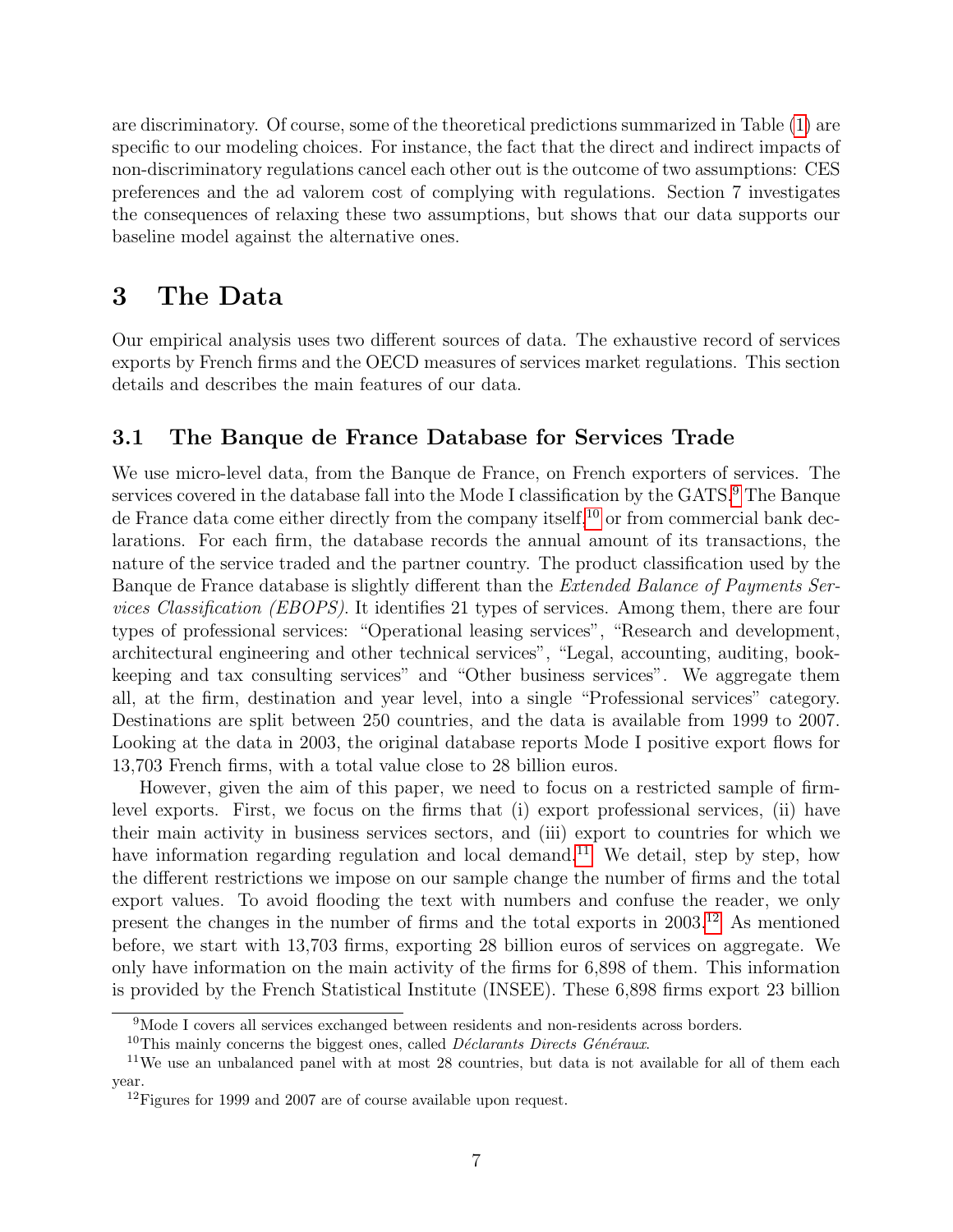are discriminatory. Of course, some of the theoretical predictions summarized in Table (1) are specific to our modeling choices. For instance, the fact that the direct and indirect impacts of non-discriminatory regulations cancel each other out is the outcome of two assumptions: CES preferences and the ad valorem cost of complying with regulations. Section 7 investigates the consequences of relaxing these two assumptions, but shows that our data supports our baseline model against the alternative ones.

# 3 The Data

Our empirical analysis uses two different sources of data. The exhaustive record of services exports by French firms and the OECD measures of services market regulations. This section details and describes the main features of our data.

## 3.1 The Banque de France Database for Services Trade

We use micro-level data, from the Banque de France, on French exporters of services. The services covered in the database fall into the Mode I classification by the GATS.[9] The Banque de France data come either directly from the company itself,[10] or from commercial bank declarations. For each firm, the database records the annual amount of its transactions, the nature of the service traded and the partner country. The product classification used by the Banque de France database is slightly different than the *Extended Balance of Payments Services Classification (EBOPS)*. It identifies 21 types of services. Among them, there are four types of professional services: "Operational leasing services", "Research and development, architectural engineering and other technical services", "Legal, accounting, auditing, bookkeeping and tax consulting services" and "Other business services". We aggregate them all, at the firm, destination and year level, into a single "Professional services" category. Destinations are split between 250 countries, and the data is available from 1999 to 2007. Looking at the data in 2003, the original database reports Mode I positive export flows for 13,703 French firms, with a total value close to 28 billion euros.

However, given the aim of this paper, we need to focus on a restricted sample of firm-level exports. First, we focus on the firms that (i) export professional services, (ii) have their main activity in business services sectors, and (iii) export to countries for which we have information regarding regulation and local demand.[11] We detail, step by step, how the different restrictions we impose on our sample change the number of firms and the total export values. To avoid flooding the text with numbers and confuse the reader, we only present the changes in the number of firms and the total exports in 2003.[12] As mentioned before, we start with 13,703 firms, exporting 28 billion euros of services on aggregate. We only have information on the main activity of the firms for 6,898 of them. This information is provided by the French Statistical Institute (INSEE). These 6,898 firms export 23 billion

[9] Mode I covers all services exchanged between residents and non-residents across borders.

[10] This mainly concerns the biggest ones, called *Déclarants Directs Généraux*.

[11] We use an unbalanced panel with at most 28 countries, but data is not available for all of them each year.

[12] Figures for 1999 and 2007 are of course available upon request.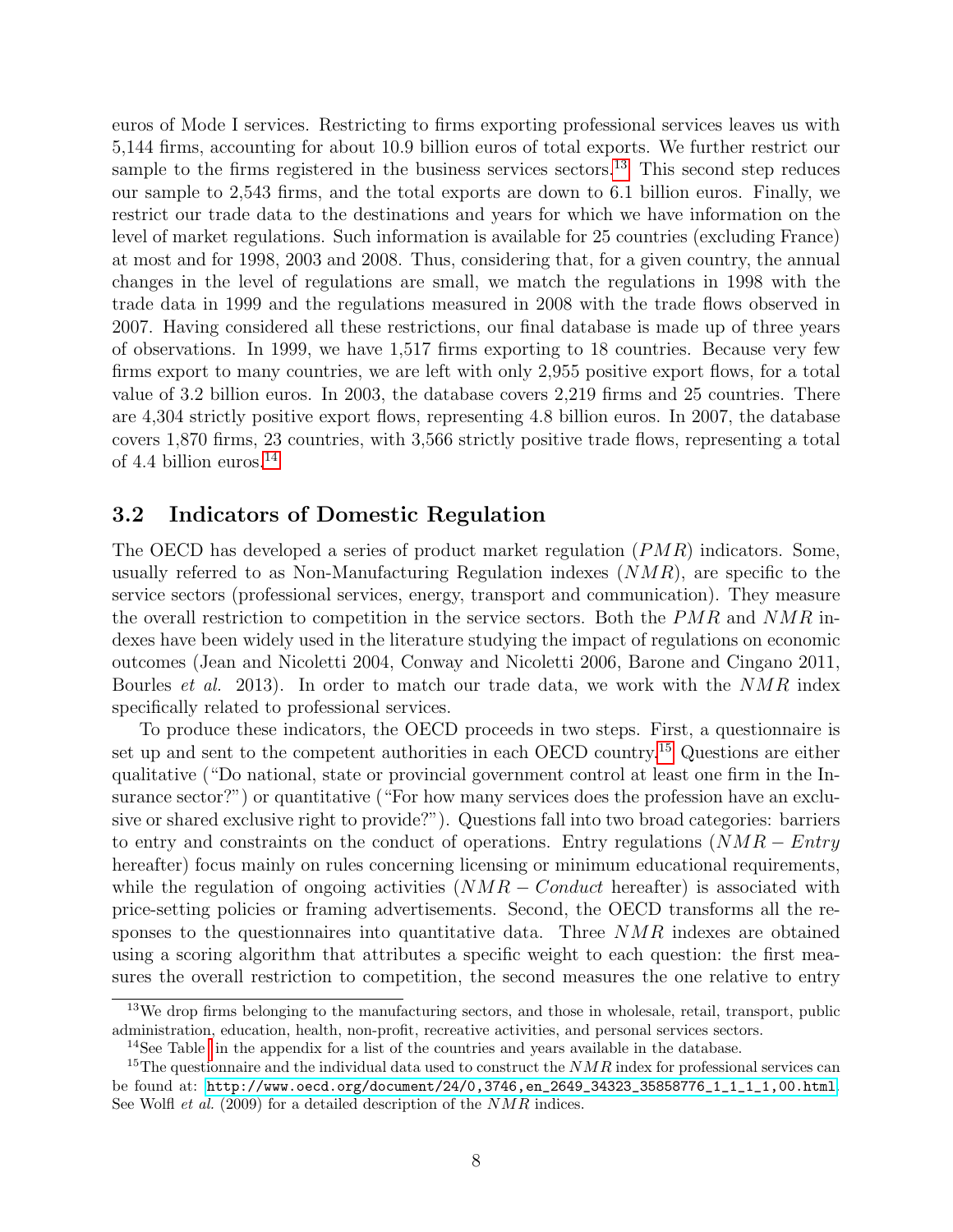euros of Mode I services. Restricting to firms exporting professional services leaves us with 5,144 firms, accounting for about 10.9 billion euros of total exports. We further restrict our sample to the firms registered in the business services sectors.[13] This second step reduces our sample to 2,543 firms, and the total exports are down to 6.1 billion euros. Finally, we restrict our trade data to the destinations and years for which we have information on the level of market regulations. Such information is available for 25 countries (excluding France) at most and for 1998, 2003 and 2008. Thus, considering that, for a given country, the annual changes in the level of regulations are small, we match the regulations in 1998 with the trade data in 1999 and the regulations measured in 2008 with the trade flows observed in 2007. Having considered all these restrictions, our final database is made up of three years of observations. In 1999, we have 1,517 firms exporting to 18 countries. Because very few firms export to many countries, we are left with only 2,955 positive export flows, for a total value of 3.2 billion euros. In 2003, the database covers 2,219 firms and 25 countries. There are 4,304 strictly positive export flows, representing 4.8 billion euros. In 2007, the database covers 1,870 firms, 23 countries, with 3,566 strictly positive trade flows, representing a total of 4.4 billion euros.[14]

## 3.2 Indicators of Domestic Regulation

The OECD has developed a series of product market regulation ($PMR$) indicators. Some, usually referred to as Non-Manufacturing Regulation indexes ($NMR$), are specific to the service sectors (professional services, energy, transport and communication). They measure the overall restriction to competition in the service sectors. Both the $PMR$ and $NMR$ indexes have been widely used in the literature studying the impact of regulations on economic outcomes (Jean and Nicoletti 2004, Conway and Nicoletti 2006, Barone and Cingano 2011, Bourles *et al.* 2013). In order to match our trade data, we work with the $NMR$ index specifically related to professional services.

To produce these indicators, the OECD proceeds in two steps. First, a questionnaire is set up and sent to the competent authorities in each OECD country.[15] Questions are either qualitative ("Do national, state or provincial government control at least one firm in the Insurance sector?") or quantitative ("For how many services does the profession have an exclusive or shared exclusive right to provide?"). Questions fall into two broad categories: barriers to entry and constraints on the conduct of operations. Entry regulations ($NMR-Entry$ hereafter) focus mainly on rules concerning licensing or minimum educational requirements, while the regulation of ongoing activities ($NMR-Conduct$ hereafter) is associated with price-setting policies or framing advertisements. Second, the OECD transforms all the responses to the questionnaires into quantitative data. Three $NMR$ indexes are obtained using a scoring algorithm that attributes a specific weight to each question: the first measures the overall restriction to competition, the second measures the one relative to entry

[13] We drop firms belonging to the manufacturing sectors, and those in wholesale, retail, transport, public administration, education, health, non-profit, recreative activities, and personal services sectors.

[14] See Table I in the appendix for a list of the countries and years available in the database.

[15] The questionnaire and the individual data used to construct the $NMR$ index for professional services can be found at: http://www.oecd.org/document/24/0,3746,en_2649_34323_35858776_1_1_1_1,00.html. See Wolfl *et al.* (2009) for a detailed description of the $NMR$ indices.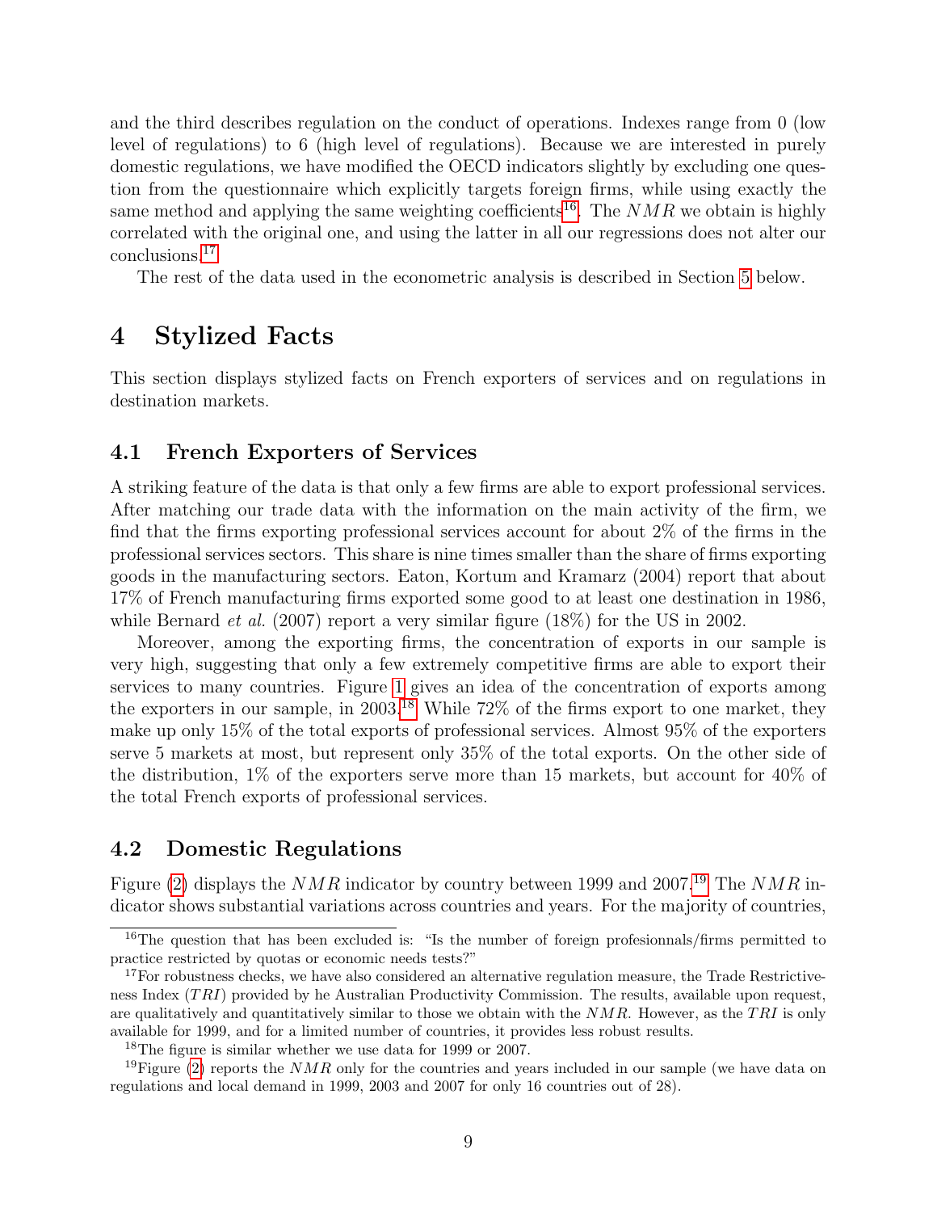and the third describes regulation on the conduct of operations. Indexes range from 0 (low level of regulations) to 6 (high level of regulations). Because we are interested in purely domestic regulations, we have modified the OECD indicators slightly by excluding one question from the questionnaire which explicitly targets foreign firms, while using exactly the same method and applying the same weighting coefficients[16]. The $NMR$ we obtain is highly correlated with the original one, and using the latter in all our regressions does not alter our conclusions.[17]

The rest of the data used in the econometric analysis is described in Section 5 below.

# 4 Stylized Facts

This section displays stylized facts on French exporters of services and on regulations in destination markets.

## 4.1 French Exporters of Services

A striking feature of the data is that only a few firms are able to export professional services. After matching our trade data with the information on the main activity of the firm, we find that the firms exporting professional services account for about 2% of the firms in the professional services sectors. This share is nine times smaller than the share of firms exporting goods in the manufacturing sectors. Eaton, Kortum and Kramarz (2004) report that about 17% of French manufacturing firms exported some good to at least one destination in 1986, while Bernard *et al.* (2007) report a very similar figure (18%) for the US in 2002.

Moreover, among the exporting firms, the concentration of exports in our sample is very high, suggesting that only a few extremely competitive firms are able to export their services to many countries. Figure 1 gives an idea of the concentration of exports among the exporters in our sample, in 2003.[18] While 72% of the firms export to one market, they make up only 15% of the total exports of professional services. Almost 95% of the exporters serve 5 markets at most, but represent only 35% of the total exports. On the other side of the distribution, 1% of the exporters serve more than 15 markets, but account for 40% of the total French exports of professional services.

## 4.2 Domestic Regulations

Figure (2) displays the $NMR$ indicator by country between 1999 and 2007.[19] The $NMR$ indicator shows substantial variations across countries and years. For the majority of countries,

---

[16] The question that has been excluded is: "Is the number of foreign profesionnals/firms permitted to practice restricted by quotas or economic needs tests?"

[17] For robustness checks, we have also considered an alternative regulation measure, the Trade Restrictiveness Index ($TRI$) provided by he Australian Productivity Commission. The results, available upon request, are qualitatively and quantitatively similar to those we obtain with the $NMR$. However, as the $TRI$ is only available for 1999, and for a limited number of countries, it provides less robust results.

[18] The figure is similar whether we use data for 1999 or 2007.

[19] Figure (2) reports the $NMR$ only for the countries and years included in our sample (we have data on regulations and local demand in 1999, 2003 and 2007 for only 16 countries out of 28).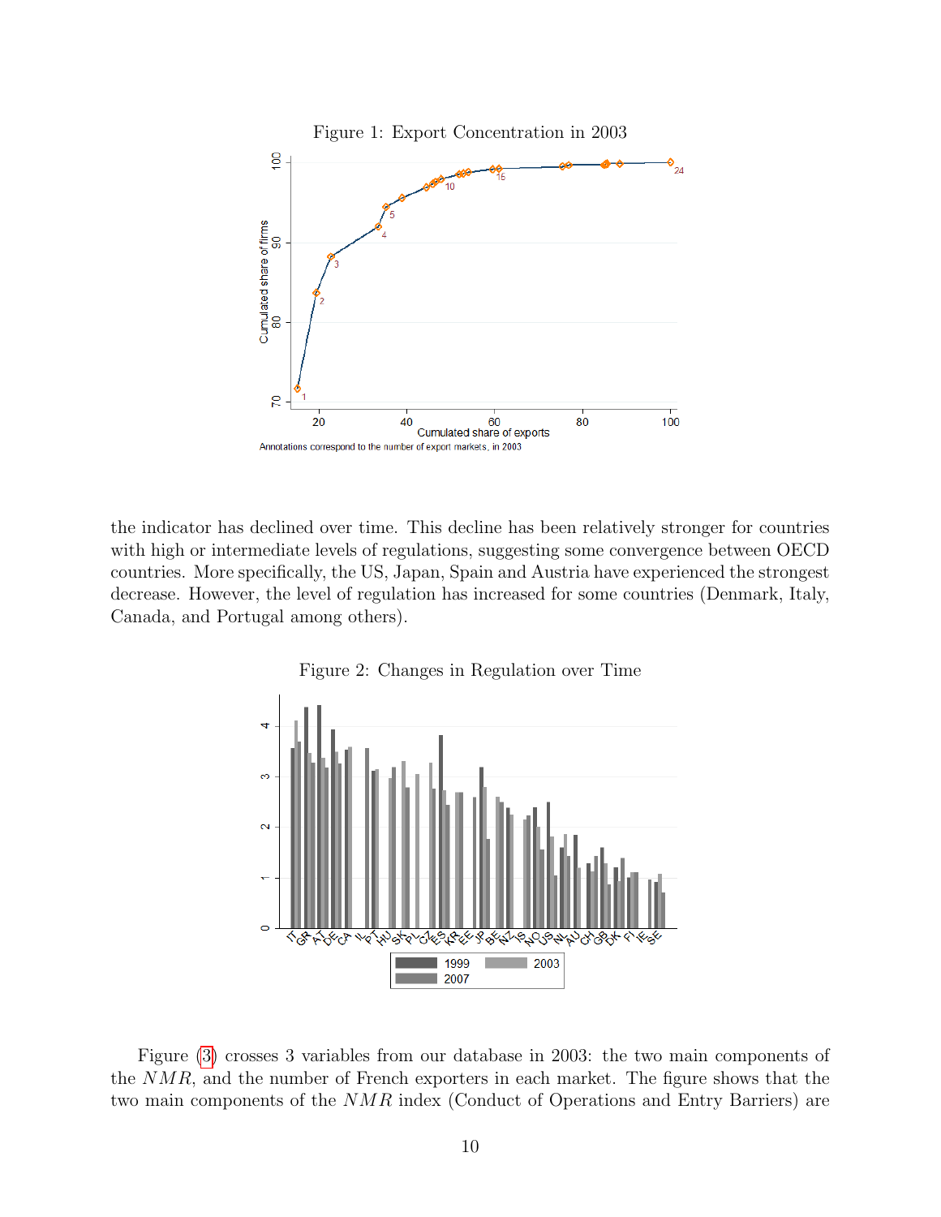Figure 1: Export Concentration in 2003

Annotations correspond to the number of export markets, in 2003

the indicator has declined over time. This decline has been relatively stronger for countries with high or intermediate levels of regulations, suggesting some convergence between OECD countries. More specifically, the US, Japan, Spain and Austria have experienced the strongest decrease. However, the level of regulation has increased for some countries (Denmark, Italy, Canada, and Portugal among others).

Figure 2: Changes in Regulation over Time

Figure (3) crosses 3 variables from our database in 2003: the two main components of the $NMR$, and the number of French exporters in each market. The figure shows that the two main components of the $NMR$ index (Conduct of Operations and Entry Barriers) are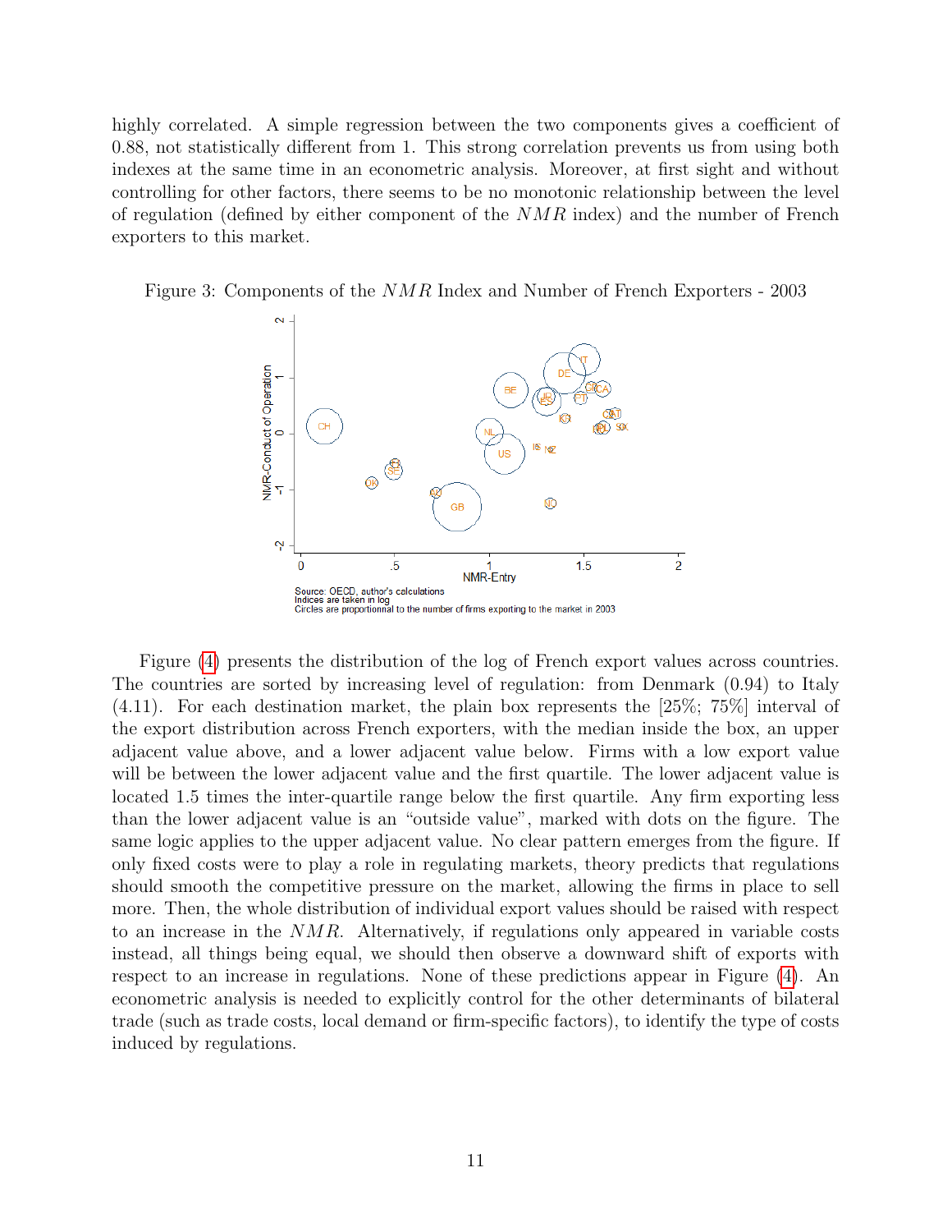highly correlated. A simple regression between the two components gives a coefficient of 0.88, not statistically different from 1. This strong correlation prevents us from using both indexes at the same time in an econometric analysis. Moreover, at first sight and without controlling for other factors, there seems to be no monotonic relationship between the level of regulation (defined by either component of the $NMR$ index) and the number of French exporters to this market.

Figure 3: Components of the $NMR$ Index and Number of French Exporters - 2003

Source: OECD, author's calculations
Indices are taken in log
Circles are proportionnal to the number of firms exporting to the market in 2003

Figure (4) presents the distribution of the log of French export values across countries. The countries are sorted by increasing level of regulation: from Denmark (0.94) to Italy (4.11). For each destination market, the plain box represents the [25%; 75%] interval of the export distribution across French exporters, with the median inside the box, an upper adjacent value above, and a lower adjacent value below. Firms with a low export value will be between the lower adjacent value and the first quartile. The lower adjacent value is located 1.5 times the inter-quartile range below the first quartile. Any firm exporting less than the lower adjacent value is an "outside value", marked with dots on the figure. The same logic applies to the upper adjacent value. No clear pattern emerges from the figure. If only fixed costs were to play a role in regulating markets, theory predicts that regulations should smooth the competitive pressure on the market, allowing the firms in place to sell more. Then, the whole distribution of individual export values should be raised with respect to an increase in the $NMR$. Alternatively, if regulations only appeared in variable costs instead, all things being equal, we should then observe a downward shift of exports with respect to an increase in regulations. None of these predictions appear in Figure (4). An econometric analysis is needed to explicitly control for the other determinants of bilateral trade (such as trade costs, local demand or firm-specific factors), to identify the type of costs induced by regulations.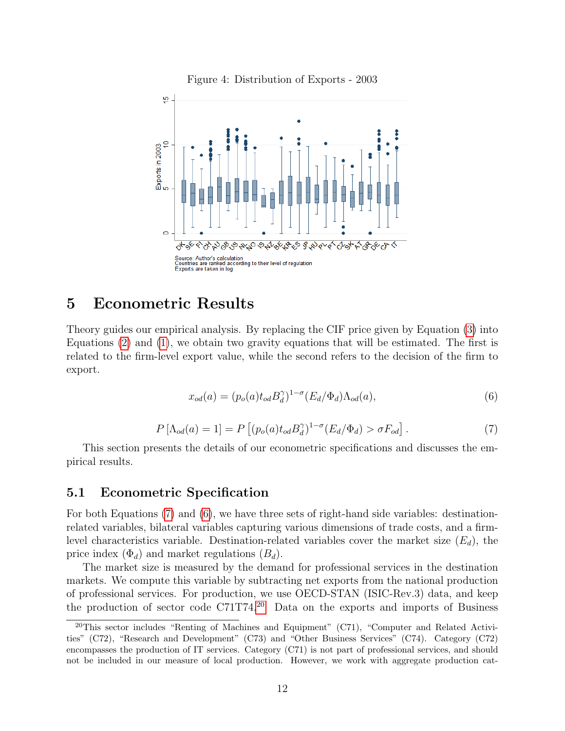Figure 4: Distribution of Exports - 2003

Source: Author's calculation
Countries are ranked according to their level of regulation
Exports are taken in log

# 5 Econometric Results

Theory guides our empirical analysis. By replacing the CIF price given by Equation (3) into Equations (2) and (1), we obtain two gravity equations that will be estimated. The first is related to the firm-level export value, while the second refers to the decision of the firm to export.

$$x_{od}(a) = (p_o(a)t_{od}B_d^{\gamma})^{1-\sigma}(E_d/\Phi_d)\Lambda_{od}(a), \tag{6}$$

$$P\left[\Lambda_{od}(a) = 1\right] = P\left[(p_o(a)t_{od}B_d^{\gamma})^{1-\sigma}(E_d/\Phi_d) > \sigma F_{od}\right]. \tag{7}$$

This section presents the details of our econometric specifications and discusses the empirical results.

## 5.1 Econometric Specification

For both Equations (7) and (6), we have three sets of right-hand side variables: destination-related variables, bilateral variables capturing various dimensions of trade costs, and a firm-level characteristics variable. Destination-related variables cover the market size ($E_d$), the price index ($\Phi_d$) and market regulations ($B_d$).

The market size is measured by the demand for professional services in the destination markets. We compute this variable by subtracting net exports from the national production of professional services. For production, we use OECD-STAN (ISIC-Rev.3) data, and keep the production of sector code C71T74.[20] Data on the exports and imports of Business

[20] This sector includes "Renting of Machines and Equipment" (C71), "Computer and Related Activities" (C72), "Research and Development" (C73) and "Other Business Services" (C74). Category (C72) encompasses the production of IT services. Category (C71) is not part of professional services, and should not be included in our measure of local production. However, we work with aggregate production cat-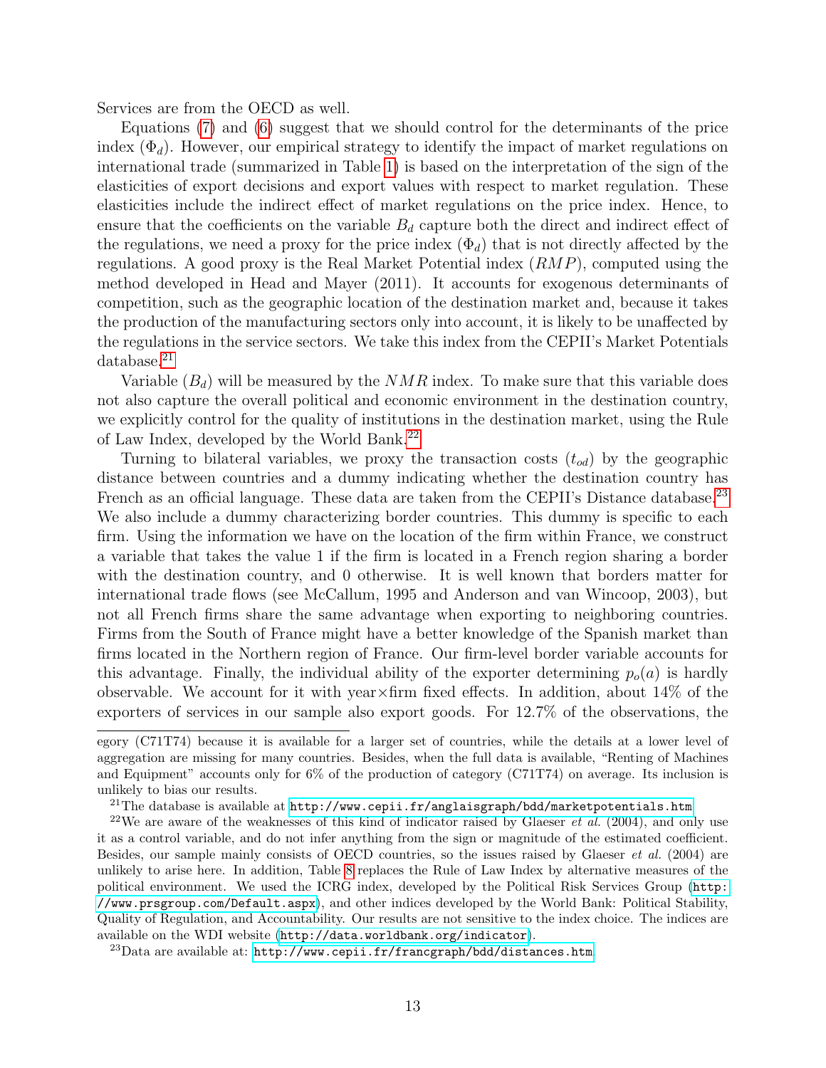Services are from the OECD as well.

Equations (7) and (6) suggest that we should control for the determinants of the price index ($\Phi_d$). However, our empirical strategy to identify the impact of market regulations on international trade (summarized in Table 1) is based on the interpretation of the sign of the elasticities of export decisions and export values with respect to market regulation. These elasticities include the indirect effect of market regulations on the price index. Hence, to ensure that the coefficients on the variable $B_d$ capture both the direct and indirect effect of the regulations, we need a proxy for the price index ($\Phi_d$) that is not directly affected by the regulations. A good proxy is the Real Market Potential index ($RMP$), computed using the method developed in Head and Mayer (2011). It accounts for exogenous determinants of competition, such as the geographic location of the destination market and, because it takes the production of the manufacturing sectors only into account, it is likely to be unaffected by the regulations in the service sectors. We take this index from the CEPII's Market Potentials database.[21]

Variable ($B_d$) will be measured by the $NMR$ index. To make sure that this variable does not also capture the overall political and economic environment in the destination country, we explicitly control for the quality of institutions in the destination market, using the Rule of Law Index, developed by the World Bank.[22]

Turning to bilateral variables, we proxy the transaction costs ($t_{od}$) by the geographic distance between countries and a dummy indicating whether the destination country has French as an official language. These data are taken from the CEPII's Distance database.[23] We also include a dummy characterizing border countries. This dummy is specific to each firm. Using the information we have on the location of the firm within France, we construct a variable that takes the value 1 if the firm is located in a French region sharing a border with the destination country, and 0 otherwise. It is well known that borders matter for international trade flows (see McCallum, 1995 and Anderson and van Wincoop, 2003), but not all French firms share the same advantage when exporting to neighboring countries. Firms from the South of France might have a better knowledge of the Spanish market than firms located in the Northern region of France. Our firm-level border variable accounts for this advantage. Finally, the individual ability of the exporter determining $p_o(a)$ is hardly observable. We account for it with year×firm fixed effects. In addition, about 14% of the exporters of services in our sample also export goods. For 12.7% of the observations, the

---

egory (C71T74) because it is available for a larger set of countries, while the details at a lower level of aggregation are missing for many countries. Besides, when the full data is available, "Renting of Machines and Equipment" accounts only for 6% of the production of category (C71T74) on average. Its inclusion is unlikely to bias our results.

[21] The database is available at http://www.cepii.fr/anglaisgraph/bdd/marketpotentials.htm

[22] We are aware of the weaknesses of this kind of indicator raised by Glaeser *et al.* (2004), and only use it as a control variable, and do not infer anything from the sign or magnitude of the estimated coefficient. Besides, our sample mainly consists of OECD countries, so the issues raised by Glaeser *et al.* (2004) are unlikely to arise here. In addition, Table 8 replaces the Rule of Law Index by alternative measures of the political environment. We used the ICRG index, developed by the Political Risk Services Group (http://www.prsgroup.com/Default.aspx), and other indices developed by the World Bank: Political Stability, Quality of Regulation, and Accountability. Our results are not sensitive to the index choice. The indices are available on the WDI website (http://data.worldbank.org/indicator).

[23] Data are available at: http://www.cepii.fr/francgraph/bdd/distances.htm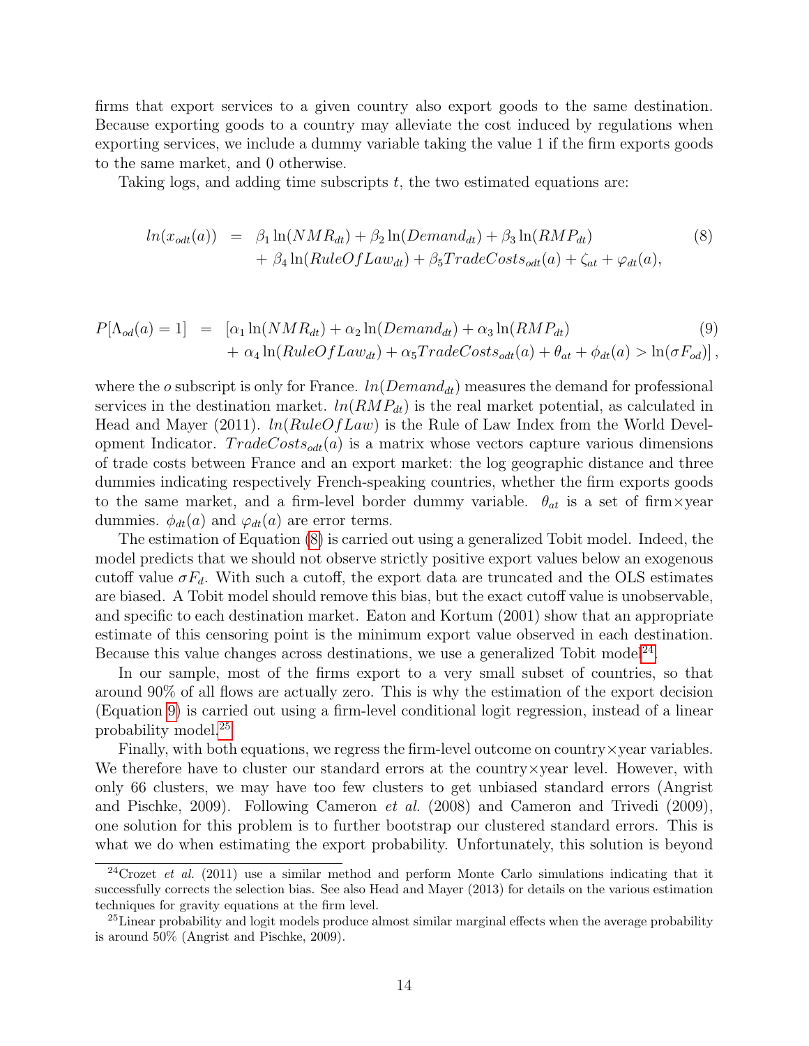firms that export services to a given country also export goods to the same destination. Because exporting goods to a country may alleviate the cost induced by regulations when exporting services, we include a dummy variable taking the value 1 if the firm exports goods to the same market, and 0 otherwise.

Taking logs, and adding time subscripts $t$, the two estimated equations are:

$$
\begin{aligned}
ln(x_{odt}(a)) &= \beta_1 \ln(NMR_{dt}) + \beta_2 \ln(Demand_{dt}) + \beta_3 \ln(RMP_{dt}) \\
&\quad + \beta_4 \ln(RuleOfLaw_{dt}) + \beta_5 TradeCosts_{odt}(a) + \zeta_{at} + \varphi_{dt}(a),
\end{aligned} \tag{8}
$$

$$
\begin{aligned}
P[\Lambda_{od}(a) = 1] &= [\alpha_1 \ln(NMR_{dt}) + \alpha_2 \ln(Demand_{dt}) + \alpha_3 \ln(RMP_{dt}) \\
&\quad + \alpha_4 \ln(RuleOfLaw_{dt}) + \alpha_5 TradeCosts_{odt}(a) + \theta_{at} + \phi_{dt}(a) > \ln(\sigma F_{od})],
\end{aligned} \tag{9}
$$

where the $o$ subscript is only for France. $ln(Demand_{dt})$ measures the demand for professional services in the destination market. $ln(RMP_{dt})$ is the real market potential, as calculated in Head and Mayer (2011). $ln(RuleOfLaw)$ is the Rule of Law Index from the World Development Indicator. $TradeCosts_{odt}(a)$ is a matrix whose vectors capture various dimensions of trade costs between France and an export market: the log geographic distance and three dummies indicating respectively French-speaking countries, whether the firm exports goods to the same market, and a firm-level border dummy variable. $\theta_{at}$ is a set of firm×year dummies. $\phi_{dt}(a)$ and $\varphi_{dt}(a)$ are error terms.

The estimation of Equation (8) is carried out using a generalized Tobit model. Indeed, the model predicts that we should not observe strictly positive export values below an exogenous cutoff value $\sigma F_d$. With such a cutoff, the export data are truncated and the OLS estimates are biased. A Tobit model should remove this bias, but the exact cutoff value is unobservable, and specific to each destination market. Eaton and Kortum (2001) show that an appropriate estimate of this censoring point is the minimum export value observed in each destination. Because this value changes across destinations, we use a generalized Tobit model[24].

In our sample, most of the firms export to a very small subset of countries, so that around 90% of all flows are actually zero. This is why the estimation of the export decision (Equation 9) is carried out using a firm-level conditional logit regression, instead of a linear probability model.[25]

Finally, with both equations, we regress the firm-level outcome on country×year variables. We therefore have to cluster our standard errors at the country×year level. However, with only 66 clusters, we may have too few clusters to get unbiased standard errors (Angrist and Pischke, 2009). Following Cameron *et al.* (2008) and Cameron and Trivedi (2009), one solution for this problem is to further bootstrap our clustered standard errors. This is what we do when estimating the export probability. Unfortunately, this solution is beyond

[24]Crozet *et al.* (2011) use a similar method and perform Monte Carlo simulations indicating that it successfully corrects the selection bias. See also Head and Mayer (2013) for details on the various estimation techniques for gravity equations at the firm level.

[25]Linear probability and logit models produce almost similar marginal effects when the average probability is around 50% (Angrist and Pischke, 2009).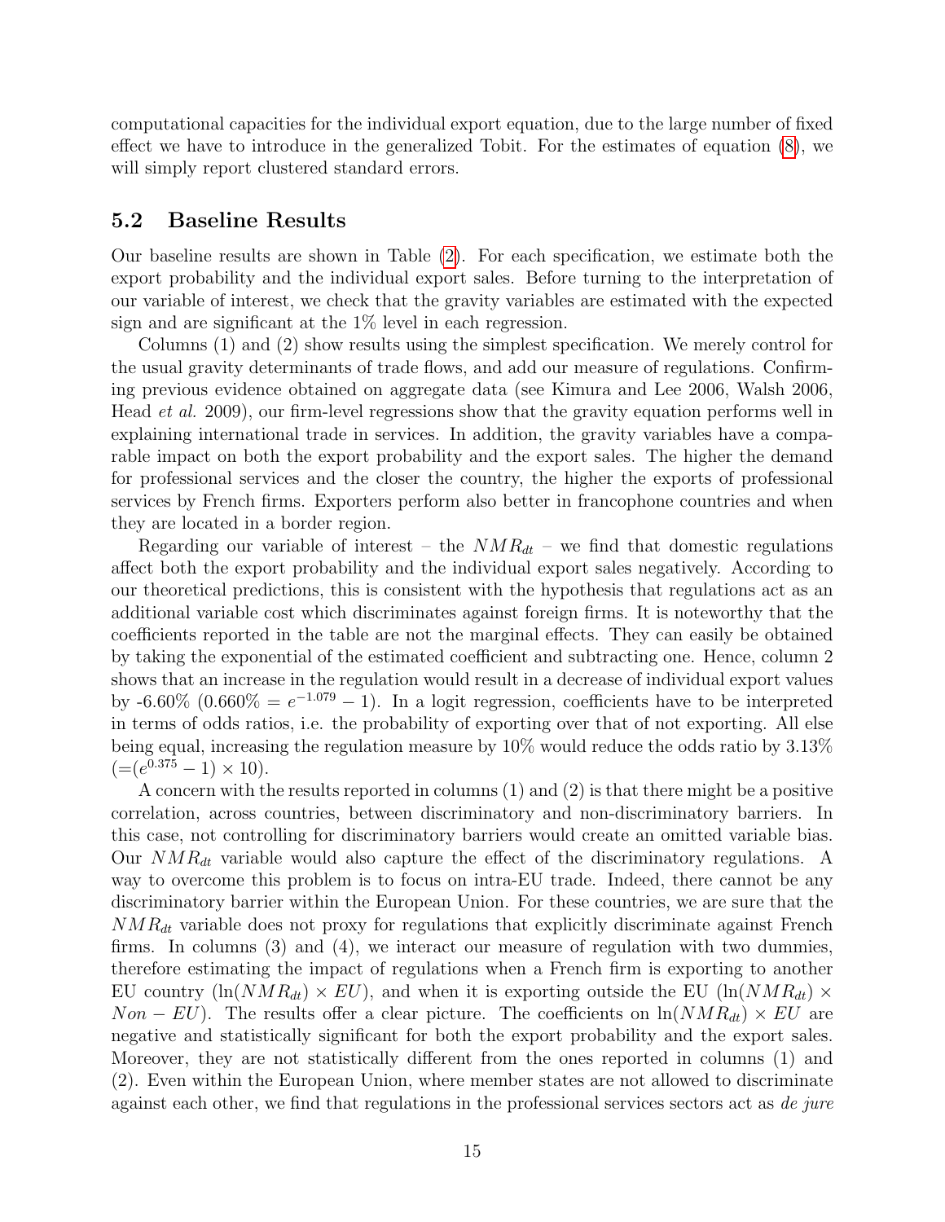computational capacities for the individual export equation, due to the large number of fixed effect we have to introduce in the generalized Tobit. For the estimates of equation (8), we will simply report clustered standard errors.

## 5.2 Baseline Results

Our baseline results are shown in Table (2). For each specification, we estimate both the export probability and the individual export sales. Before turning to the interpretation of our variable of interest, we check that the gravity variables are estimated with the expected sign and are significant at the 1% level in each regression.

Columns (1) and (2) show results using the simplest specification. We merely control for the usual gravity determinants of trade flows, and add our measure of regulations. Confirming previous evidence obtained on aggregate data (see Kimura and Lee 2006, Walsh 2006, Head *et al.* 2009), our firm-level regressions show that the gravity equation performs well in explaining international trade in services. In addition, the gravity variables have a comparable impact on both the export probability and the export sales. The higher the demand for professional services and the closer the country, the higher the exports of professional services by French firms. Exporters perform also better in francophone countries and when they are located in a border region.

Regarding our variable of interest – the $NMR_{dt}$ – we find that domestic regulations affect both the export probability and the individual export sales negatively. According to our theoretical predictions, this is consistent with the hypothesis that regulations act as an additional variable cost which discriminates against foreign firms. It is noteworthy that the coefficients reported in the table are not the marginal effects. They can easily be obtained by taking the exponential of the estimated coefficient and subtracting one. Hence, column 2 shows that an increase in the regulation would result in a decrease of individual export values by -6.60% (0.660% $= e^{-1.079} - 1$). In a logit regression, coefficients have to be interpreted in terms of odds ratios, i.e. the probability of exporting over that of not exporting. All else being equal, increasing the regulation measure by 10% would reduce the odds ratio by 3.13% ($=(e^{0.375} - 1) \times 10$).

A concern with the results reported in columns (1) and (2) is that there might be a positive correlation, across countries, between discriminatory and non-discriminatory barriers. In this case, not controlling for discriminatory barriers would create an omitted variable bias. Our $NMR_{dt}$ variable would also capture the effect of the discriminatory regulations. A way to overcome this problem is to focus on intra-EU trade. Indeed, there cannot be any discriminatory barrier within the European Union. For these countries, we are sure that the $NMR_{dt}$ variable does not proxy for regulations that explicitly discriminate against French firms. In columns (3) and (4), we interact our measure of regulation with two dummies, therefore estimating the impact of regulations when a French firm is exporting to another EU country ($\ln(NMR_{dt}) \times EU$), and when it is exporting outside the EU ($\ln(NMR_{dt}) \times Non-EU$). The results offer a clear picture. The coefficients on $\ln(NMR_{dt}) \times EU$ are negative and statistically significant for both the export probability and the export sales. Moreover, they are not statistically different from the ones reported in columns (1) and (2). Even within the European Union, where member states are not allowed to discriminate against each other, we find that regulations in the professional services sectors act as *de jure*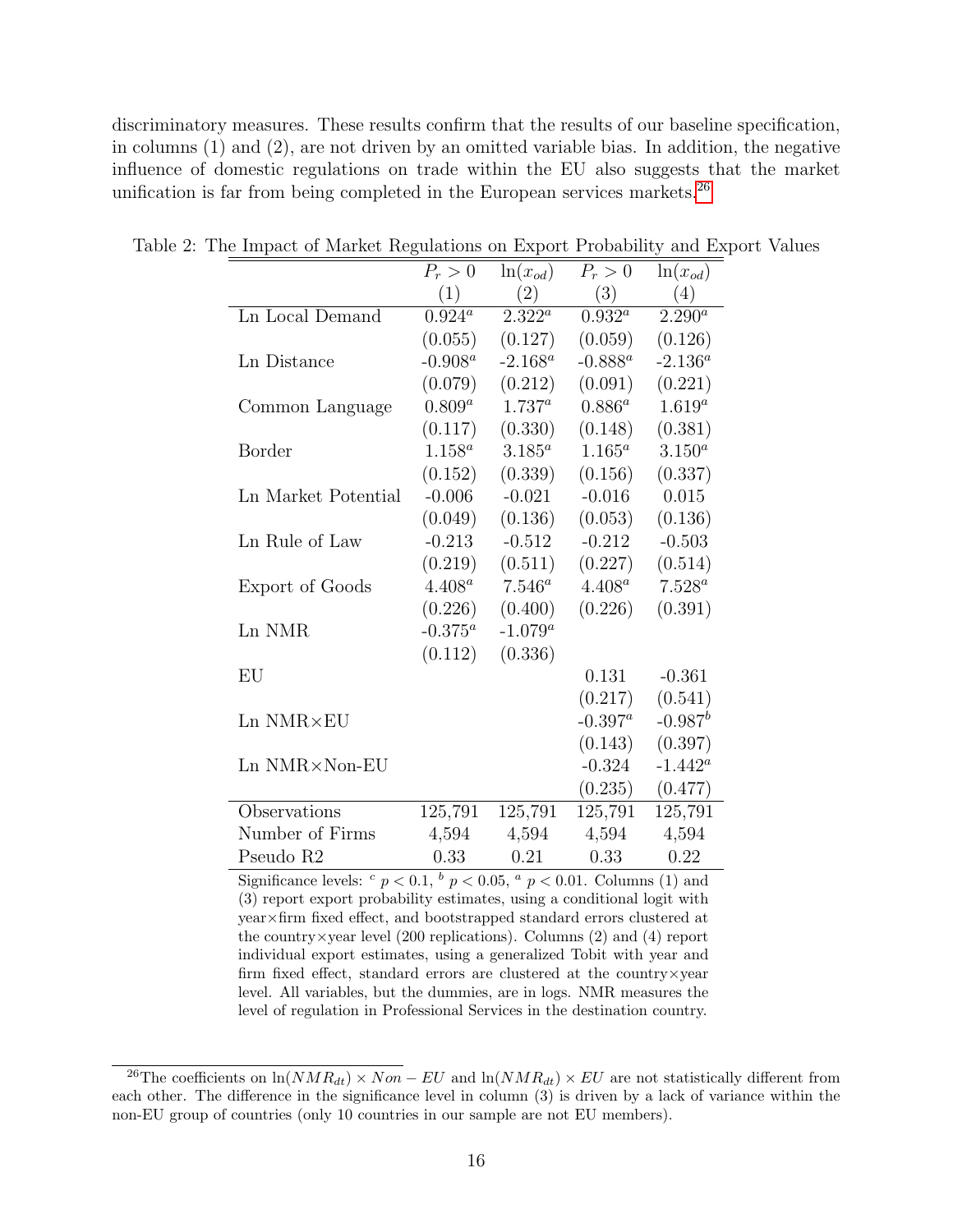discriminatory measures. These results confirm that the results of our baseline specification, in columns (1) and (2), are not driven by an omitted variable bias. In addition, the negative influence of domestic regulations on trade within the EU also suggests that the market unification is far from being completed in the European services markets.[26]

Table 2: The Impact of Market Regulations on Export Probability and Export Values

| | $P_r > 0$ | $\ln(x_{od})$ | $P_r > 0$ | $\ln(x_{od})$ |
|---|---|---|---|---|
| | (1) | (2) | (3) | (4) |
| Ln Local Demand | $0.924^a$ | $2.322^a$ | $0.932^a$ | $2.290^a$ |
| | (0.055) | (0.127) | (0.059) | (0.126) |
| Ln Distance | $-0.908^a$ | $-2.168^a$ | $-0.888^a$ | $-2.136^a$ |
| | (0.079) | (0.212) | (0.091) | (0.221) |
| Common Language | $0.809^a$ | $1.737^a$ | $0.886^a$ | $1.619^a$ |
| | (0.117) | (0.330) | (0.148) | (0.381) |
| Border | $1.158^a$ | $3.185^a$ | $1.165^a$ | $3.150^a$ |
| | (0.152) | (0.339) | (0.156) | (0.337) |
| Ln Market Potential | -0.006 | -0.021 | -0.016 | 0.015 |
| | (0.049) | (0.136) | (0.053) | (0.136) |
| Ln Rule of Law | -0.213 | -0.512 | -0.212 | -0.503 |
| | (0.219) | (0.511) | (0.227) | (0.514) |
| Export of Goods | $4.408^a$ | $7.546^a$ | $4.408^a$ | $7.528^a$ |
| | (0.226) | (0.400) | (0.226) | (0.391) |
| Ln NMR | $-0.375^a$ | $-1.079^a$ | | |
| | (0.112) | (0.336) | | |
| EU | | | 0.131 | -0.361 |
| | | | (0.217) | (0.541) |
| Ln NMR×EU | | | $-0.397^a$ | $-0.987^b$ |
| | | | (0.143) | (0.397) |
| Ln NMR×Non-EU | | | -0.324 | $-1.442^a$ |
| | | | (0.235) | (0.477) |
| Observations | 125,791 | 125,791 | 125,791 | 125,791 |
| Number of Firms | 4,594 | 4,594 | 4,594 | 4,594 |
| Pseudo R2 | 0.33 | 0.21 | 0.33 | 0.22 |

Significance levels: $^c$ $p < 0.1$, $^b$ $p < 0.05$, $^a$ $p < 0.01$. Columns (1) and (3) report export probability estimates, using a conditional logit with year×firm fixed effect, and bootstrapped standard errors clustered at the country×year level (200 replications). Columns (2) and (4) report individual export estimates, using a generalized Tobit with year and firm fixed effect, standard errors are clustered at the country×year level. All variables, but the dummies, are in logs. NMR measures the level of regulation in Professional Services in the destination country.

[26] The coefficients on $\ln(NMR_{dt}) \times Non-EU$ and $\ln(NMR_{dt}) \times EU$ are not statistically different from each other. The difference in the significance level in column (3) is driven by a lack of variance within the non-EU group of countries (only 10 countries in our sample are not EU members).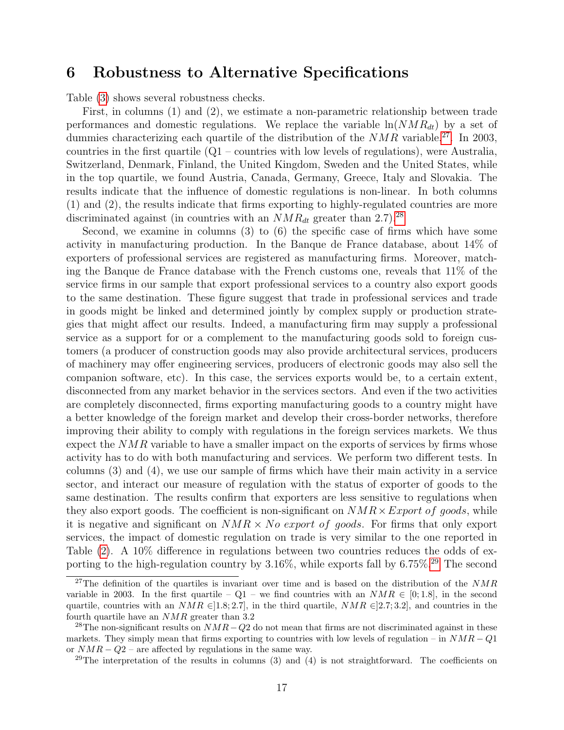# 6 Robustness to Alternative Specifications

Table (3) shows several robustness checks.

First, in columns (1) and (2), we estimate a non-parametric relationship between trade performances and domestic regulations. We replace the variable $\ln(NMR_{dt})$ by a set of dummies characterizing each quartile of the distribution of the $NMR$ variable.[27]. In 2003, countries in the first quartile (Q1 – countries with low levels of regulations), were Australia, Switzerland, Denmark, Finland, the United Kingdom, Sweden and the United States, while in the top quartile, we found Austria, Canada, Germany, Greece, Italy and Slovakia. The results indicate that the influence of domestic regulations is non-linear. In both columns (1) and (2), the results indicate that firms exporting to highly-regulated countries are more discriminated against (in countries with an $NMR_{dt}$ greater than 2.7).[28]

Second, we examine in columns (3) to (6) the specific case of firms which have some activity in manufacturing production. In the Banque de France database, about 14% of exporters of professional services are registered as manufacturing firms. Moreover, matching the Banque de France database with the French customs one, reveals that 11% of the service firms in our sample that export professional services to a country also export goods to the same destination. These figure suggest that trade in professional services and trade in goods might be linked and determined jointly by complex supply or production strategies that might affect our results. Indeed, a manufacturing firm may supply a professional service as a support for or a complement to the manufacturing goods sold to foreign customers (a producer of construction goods may also provide architectural services, producers of machinery may offer engineering services, producers of electronic goods may also sell the companion software, etc). In this case, the services exports would be, to a certain extent, disconnected from any market behavior in the services sectors. And even if the two activities are completely disconnected, firms exporting manufacturing goods to a country might have a better knowledge of the foreign market and develop their cross-border networks, therefore improving their ability to comply with regulations in the foreign services markets. We thus expect the $NMR$ variable to have a smaller impact on the exports of services by firms whose activity has to do with both manufacturing and services. We perform two different tests. In columns (3) and (4), we use our sample of firms which have their main activity in a service sector, and interact our measure of regulation with the status of exporter of goods to the same destination. The results confirm that exporters are less sensitive to regulations when they also export goods. The coefficient is non-significant on $NMR \times Export\ of\ goods$, while it is negative and significant on $NMR \times No\ export\ of\ goods$. For firms that only export services, the impact of domestic regulation on trade is very similar to the one reported in Table (2). A 10% difference in regulations between two countries reduces the odds of exporting to the high-regulation country by 3.16%, while exports fall by 6.75%.[29] The second

[27] The definition of the quartiles is invariant over time and is based on the distribution of the $NMR$ variable in 2003. In the first quartile – Q1 – we find countries with an $NMR \in [0; 1.8]$, in the second quartile, countries with an $NMR \in ]1.8; 2.7]$, in the third quartile, $NMR \in ]2.7; 3.2]$, and countries in the fourth quartile have an $NMR$ greater than 3.2

[28] The non-significant results on $NMR - Q2$ do not mean that firms are not discriminated against in these markets. They simply mean that firms exporting to countries with low levels of regulation – in $NMR - Q1$ or $NMR - Q2$ – are affected by regulations in the same way.

[29] The interpretation of the results in columns (3) and (4) is not straightforward. The coefficients on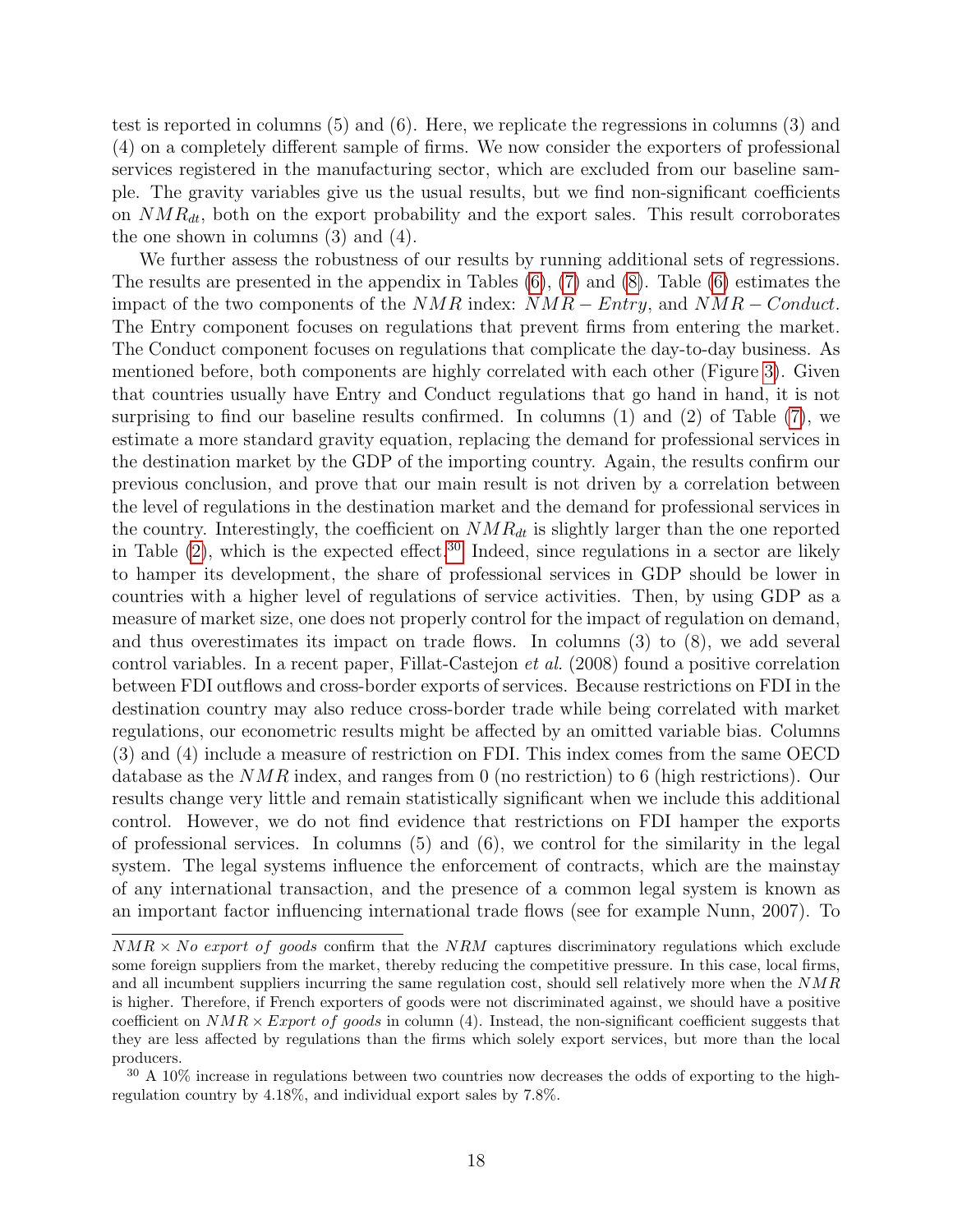test is reported in columns (5) and (6). Here, we replicate the regressions in columns (3) and (4) on a completely different sample of firms. We now consider the exporters of professional services registered in the manufacturing sector, which are excluded from our baseline sample. The gravity variables give us the usual results, but we find non-significant coefficients on $NMR_{dt}$, both on the export probability and the export sales. This result corroborates the one shown in columns (3) and (4).

We further assess the robustness of our results by running additional sets of regressions. The results are presented in the appendix in Tables (6), (7) and (8). Table (6) estimates the impact of the two components of the $NMR$ index: $NMR - Entry$, and $NMR - Conduct$. The Entry component focuses on regulations that prevent firms from entering the market. The Conduct component focuses on regulations that complicate the day-to-day business. As mentioned before, both components are highly correlated with each other (Figure 3). Given that countries usually have Entry and Conduct regulations that go hand in hand, it is not surprising to find our baseline results confirmed. In columns (1) and (2) of Table (7), we estimate a more standard gravity equation, replacing the demand for professional services in the destination market by the GDP of the importing country. Again, the results confirm our previous conclusion, and prove that our main result is not driven by a correlation between the level of regulations in the destination market and the demand for professional services in the country. Interestingly, the coefficient on $NMR_{dt}$ is slightly larger than the one reported in Table (2), which is the expected effect.[30] Indeed, since regulations in a sector are likely to hamper its development, the share of professional services in GDP should be lower in countries with a higher level of regulations of service activities. Then, by using GDP as a measure of market size, one does not properly control for the impact of regulation on demand, and thus overestimates its impact on trade flows. In columns (3) to (8), we add several control variables. In a recent paper, Fillat-Castejon *et al.* (2008) found a positive correlation between FDI outflows and cross-border exports of services. Because restrictions on FDI in the destination country may also reduce cross-border trade while being correlated with market regulations, our econometric results might be affected by an omitted variable bias. Columns (3) and (4) include a measure of restriction on FDI. This index comes from the same OECD database as the $NMR$ index, and ranges from 0 (no restriction) to 6 (high restrictions). Our results change very little and remain statistically significant when we include this additional control. However, we do not find evidence that restrictions on FDI hamper the exports of professional services. In columns (5) and (6), we control for the similarity in the legal system. The legal systems influence the enforcement of contracts, which are the mainstay of any international transaction, and the presence of a common legal system is known as an important factor influencing international trade flows (see for example Nunn, 2007). To

---

$NMR \times No\ export\ of\ goods$ confirm that the $NRM$ captures discriminatory regulations which exclude some foreign suppliers from the market, thereby reducing the competitive pressure. In this case, local firms, and all incumbent suppliers incurring the same regulation cost, should sell relatively more when the $NMR$ is higher. Therefore, if French exporters of goods were not discriminated against, we should have a positive coefficient on $NMR \times Export\ of\ goods$ in column (4). Instead, the non-significant coefficient suggests that they are less affected by regulations than the firms which solely export services, but more than the local producers.

[30] A 10% increase in regulations between two countries now decreases the odds of exporting to the high-regulation country by 4.18%, and individual export sales by 7.8%.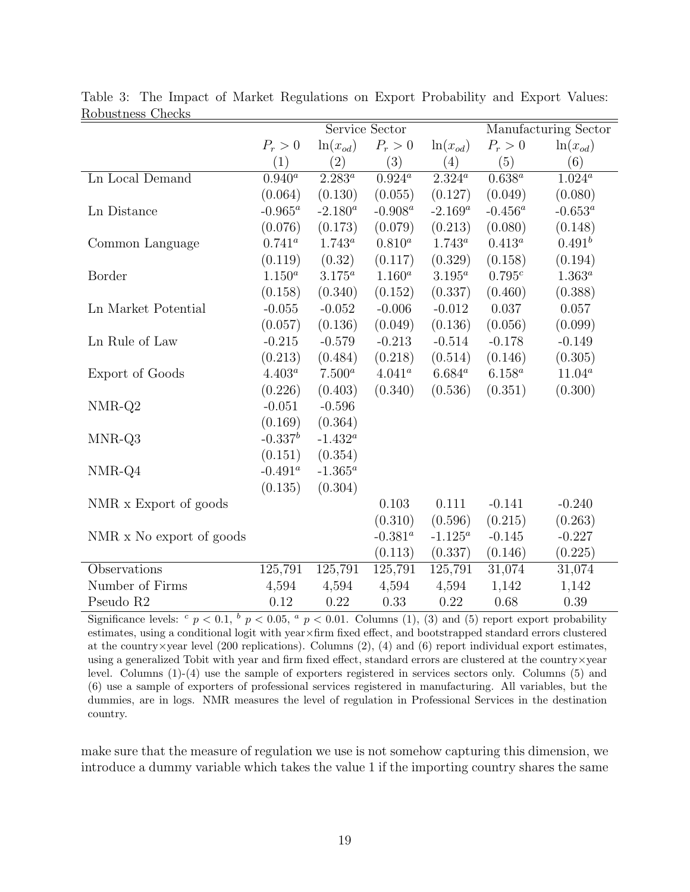Table 3: The Impact of Market Regulations on Export Probability and Export Values: Robustness Checks

| | Service Sector | | | | Manufacturing Sector | |
|---|---|---|---|---|---|---|
| | $P_r > 0$ | $\ln(x_{od})$ | $P_r > 0$ | $\ln(x_{od})$ | $P_r > 0$ | $\ln(x_{od})$ |
| | (1) | (2) | (3) | (4) | (5) | (6) |
| Ln Local Demand | $0.940^a$ | $2.283^a$ | $0.924^a$ | $2.324^a$ | $0.638^a$ | $1.024^a$ |
| | (0.064) | (0.130) | (0.055) | (0.127) | (0.049) | (0.080) |
| Ln Distance | $-0.965^a$ | $-2.180^a$ | $-0.908^a$ | $-2.169^a$ | $-0.456^a$ | $-0.653^a$ |
| | (0.076) | (0.173) | (0.079) | (0.213) | (0.080) | (0.148) |
| Common Language | $0.741^a$ | $1.743^a$ | $0.810^a$ | $1.743^a$ | $0.413^a$ | $0.491^b$ |
| | (0.119) | (0.32) | (0.117) | (0.329) | (0.158) | (0.194) |
| Border | $1.150^a$ | $3.175^a$ | $1.160^a$ | $3.195^a$ | $0.795^c$ | $1.363^a$ |
| | (0.158) | (0.340) | (0.152) | (0.337) | (0.460) | (0.388) |
| Ln Market Potential | -0.055 | -0.052 | -0.006 | -0.012 | 0.037 | 0.057 |
| | (0.057) | (0.136) | (0.049) | (0.136) | (0.056) | (0.099) |
| Ln Rule of Law | -0.215 | -0.579 | -0.213 | -0.514 | -0.178 | -0.149 |
| | (0.213) | (0.484) | (0.218) | (0.514) | (0.146) | (0.305) |
| Export of Goods | $4.403^a$ | $7.500^a$ | $4.041^a$ | $6.684^a$ | $6.158^a$ | $11.04^a$ |
| | (0.226) | (0.403) | (0.340) | (0.536) | (0.351) | (0.300) |
| NMR-Q2 | -0.051 | -0.596 | | | | |
| | (0.169) | (0.364) | | | | |
| MNR-Q3 | $-0.337^b$ | $-1.432^a$ | | | | |
| | (0.151) | (0.354) | | | | |
| NMR-Q4 | $-0.491^a$ | $-1.365^a$ | | | | |
| | (0.135) | (0.304) | | | | |
| NMR x Export of goods | | | 0.103 | 0.111 | -0.141 | -0.240 |
| | | | (0.310) | (0.596) | (0.215) | (0.263) |
| NMR x No export of goods | | | $-0.381^a$ | $-1.125^a$ | -0.145 | -0.227 |
| | | | (0.113) | (0.337) | (0.146) | (0.225) |
| Observations | 125,791 | 125,791 | 125,791 | 125,791 | 31,074 | 31,074 |
| Number of Firms | 4,594 | 4,594 | 4,594 | 4,594 | 1,142 | 1,142 |
| Pseudo R2 | 0.12 | 0.22 | 0.33 | 0.22 | 0.68 | 0.39 |

Significance levels: $^c$ $p < 0.1$, $^b$ $p < 0.05$, $^a$ $p < 0.01$. Columns (1), (3) and (5) report export probability estimates, using a conditional logit with year×firm fixed effect, and bootstrapped standard errors clustered at the country×year level (200 replications). Columns (2), (4) and (6) report individual export estimates, using a generalized Tobit with year and firm fixed effect, standard errors are clustered at the country×year level. Columns (1)-(4) use the sample of exporters registered in services sectors only. Columns (5) and (6) use a sample of exporters of professional services registered in manufacturing. All variables, but the dummies, are in logs. NMR measures the level of regulation in Professional Services in the destination country.

make sure that the measure of regulation we use is not somehow capturing this dimension, we introduce a dummy variable which takes the value 1 if the importing country shares the same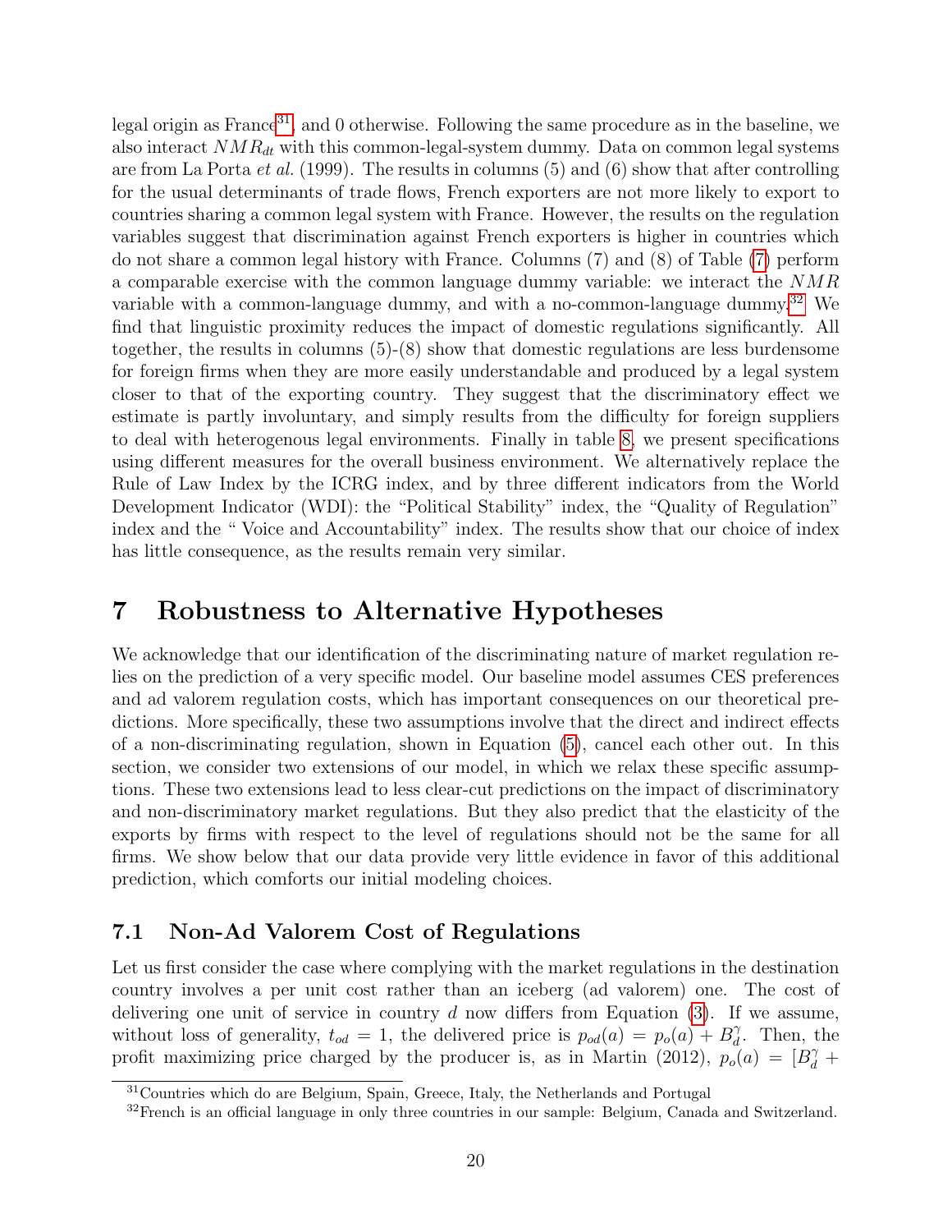legal origin as France[31], and 0 otherwise. Following the same procedure as in the baseline, we also interact $NMR_{dt}$ with this common-legal-system dummy. Data on common legal systems are from La Porta *et al.* (1999). The results in columns (5) and (6) show that after controlling for the usual determinants of trade flows, French exporters are not more likely to export to countries sharing a common legal system with France. However, the results on the regulation variables suggest that discrimination against French exporters is higher in countries which do not share a common legal history with France. Columns (7) and (8) of Table (7) perform a comparable exercise with the common language dummy variable: we interact the $NMR$ variable with a common-language dummy, and with a no-common-language dummy.[32] We find that linguistic proximity reduces the impact of domestic regulations significantly. All together, the results in columns (5)-(8) show that domestic regulations are less burdensome for foreign firms when they are more easily understandable and produced by a legal system closer to that of the exporting country. They suggest that the discriminatory effect we estimate is partly involuntary, and simply results from the difficulty for foreign suppliers to deal with heterogenous legal environments. Finally in table 8, we present specifications using different measures for the overall business environment. We alternatively replace the Rule of Law Index by the ICRG index, and by three different indicators from the World Development Indicator (WDI): the "Political Stability" index, the "Quality of Regulation" index and the " Voice and Accountability" index. The results show that our choice of index has little consequence, as the results remain very similar.

# 7 Robustness to Alternative Hypotheses

We acknowledge that our identification of the discriminating nature of market regulation relies on the prediction of a very specific model. Our baseline model assumes CES preferences and ad valorem regulation costs, which has important consequences on our theoretical predictions. More specifically, these two assumptions involve that the direct and indirect effects of a non-discriminating regulation, shown in Equation (5), cancel each other out. In this section, we consider two extensions of our model, in which we relax these specific assumptions. These two extensions lead to less clear-cut predictions on the impact of discriminatory and non-discriminatory market regulations. But they also predict that the elasticity of the exports by firms with respect to the level of regulations should not be the same for all firms. We show below that our data provide very little evidence in favor of this additional prediction, which comforts our initial modeling choices.

## 7.1 Non-Ad Valorem Cost of Regulations

Let us first consider the case where complying with the market regulations in the destination country involves a per unit cost rather than an iceberg (ad valorem) one. The cost of delivering one unit of service in country $d$ now differs from Equation (3). If we assume, without loss of generality, $t_{od} = 1$, the delivered price is $p_{od}(a) = p_o(a) + B_d^{\gamma}$. Then, the profit maximizing price charged by the producer is, as in Martin (2012), $p_o(a) = [B_d^{\gamma} +$

[31] Countries which do are Belgium, Spain, Greece, Italy, the Netherlands and Portugal

[32] French is an official language in only three countries in our sample: Belgium, Canada and Switzerland.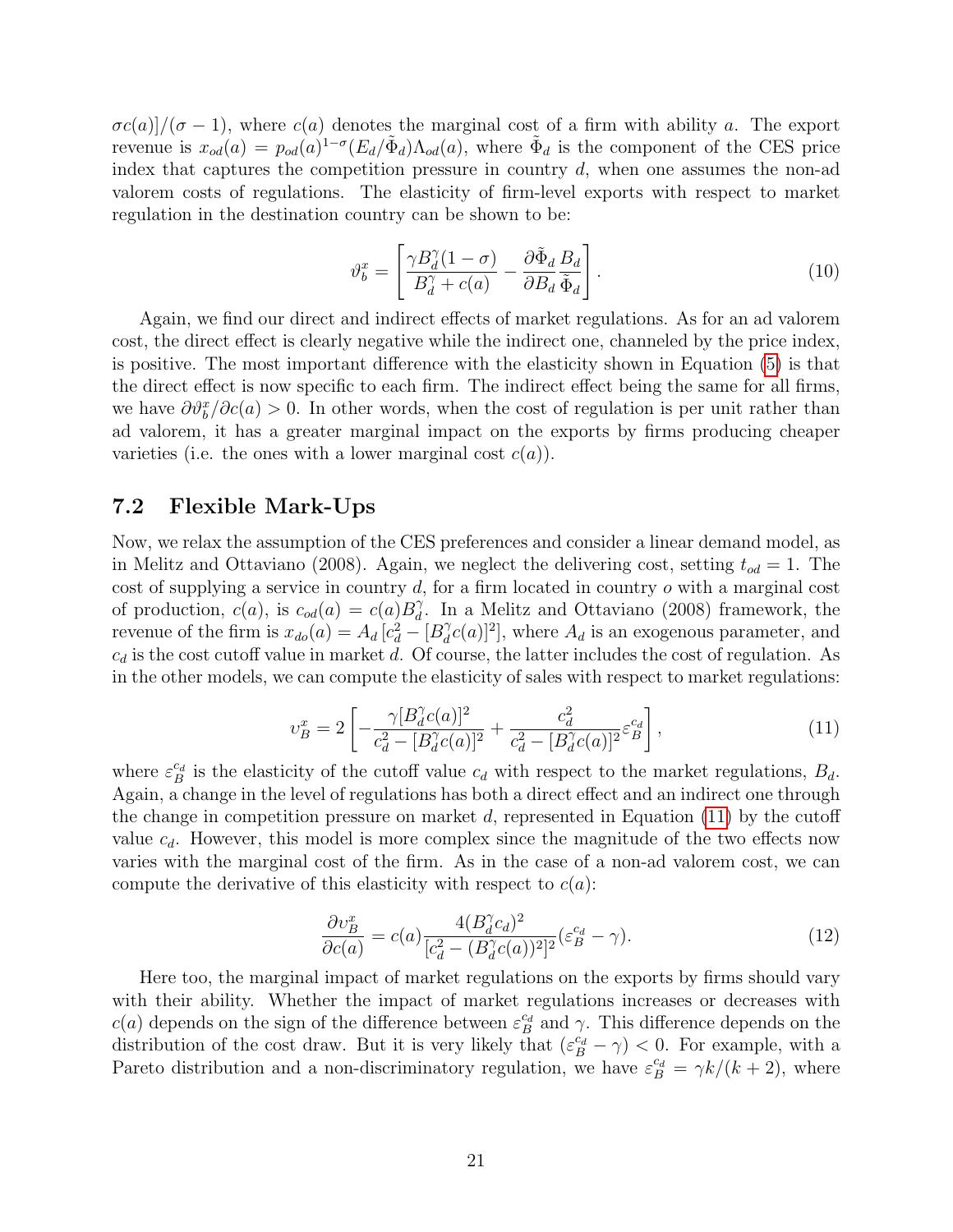$\sigma c(a)]/(\sigma - 1)$, where $c(a)$ denotes the marginal cost of a firm with ability $a$. The export revenue is $x_{od}(a) = p_{od}(a)^{1-\sigma}(E_d/\tilde{\Phi}_d)\Lambda_{od}(a)$, where $\tilde{\Phi}_d$ is the component of the CES price index that captures the competition pressure in country $d$, when one assumes the non-ad valorem costs of regulations. The elasticity of firm-level exports with respect to market regulation in the destination country can be shown to be:

$$\vartheta_b^x = \left[ \frac{\gamma B_d^{\gamma}(1-\sigma)}{B_d^{\gamma} + c(a)} - \frac{\partial \tilde{\Phi}_d}{\partial B_d} \frac{B_d}{\tilde{\Phi}_d} \right]. \tag{10}$$

Again, we find our direct and indirect effects of market regulations. As for an ad valorem cost, the direct effect is clearly negative while the indirect one, channeled by the price index, is positive. The most important difference with the elasticity shown in Equation (5) is that the direct effect is now specific to each firm. The indirect effect being the same for all firms, we have $\partial \vartheta_b^x / \partial c(a) > 0$. In other words, when the cost of regulation is per unit rather than ad valorem, it has a greater marginal impact on the exports by firms producing cheaper varieties (i.e. the ones with a lower marginal cost $c(a)$).

## 7.2 Flexible Mark-Ups

Now, we relax the assumption of the CES preferences and consider a linear demand model, as in Melitz and Ottaviano (2008). Again, we neglect the delivering cost, setting $t_{od} = 1$. The cost of supplying a service in country $d$, for a firm located in country $o$ with a marginal cost of production, $c(a)$, is $c_{od}(a) = c(a)B_d^{\gamma}$. In a Melitz and Ottaviano (2008) framework, the revenue of the firm is $x_{do}(a) = A_d\,[c_d^2 - [B_d^{\gamma}c(a)]^2]$, where $A_d$ is an exogenous parameter, and $c_d$ is the cost cutoff value in market $d$. Of course, the latter includes the cost of regulation. As in the other models, we can compute the elasticity of sales with respect to market regulations:

$$\upsilon_B^x = 2\left[ -\frac{\gamma[B_d^{\gamma}c(a)]^2}{c_d^2 - [B_d^{\gamma}c(a)]^2} + \frac{c_d^2}{c_d^2 - [B_d^{\gamma}c(a)]^2}\varepsilon_B^{c_d} \right], \tag{11}$$

where $\varepsilon_B^{c_d}$ is the elasticity of the cutoff value $c_d$ with respect to the market regulations, $B_d$. Again, a change in the level of regulations has both a direct effect and an indirect one through the change in competition pressure on market $d$, represented in Equation (11) by the cutoff value $c_d$. However, this model is more complex since the magnitude of the two effects now varies with the marginal cost of the firm. As in the case of a non-ad valorem cost, we can compute the derivative of this elasticity with respect to $c(a)$:

$$\frac{\partial \upsilon_B^x}{\partial c(a)} = c(a)\frac{4(B_d^{\gamma}c_d)^2}{[c_d^2 - (B_d^{\gamma}c(a))^2]^2}(\varepsilon_B^{c_d} - \gamma). \tag{12}$$

Here too, the marginal impact of market regulations on the exports by firms should vary with their ability. Whether the impact of market regulations increases or decreases with $c(a)$ depends on the sign of the difference between $\varepsilon_B^{c_d}$ and $\gamma$. This difference depends on the distribution of the cost draw. But it is very likely that $(\varepsilon_B^{c_d} - \gamma) < 0$. For example, with a Pareto distribution and a non-discriminatory regulation, we have $\varepsilon_B^{c_d} = \gamma k/(k+2)$, where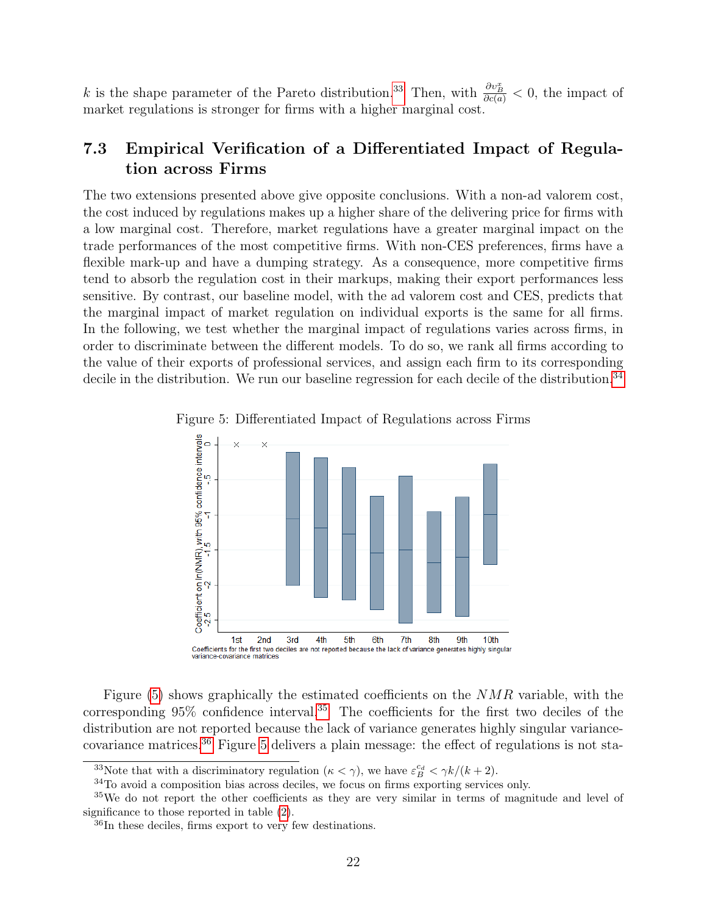$k$ is the shape parameter of the Pareto distribution.[33] Then, with $\frac{\partial v_B^x}{\partial c(a)} < 0$, the impact of market regulations is stronger for firms with a higher marginal cost.

### 7.3 Empirical Verification of a Differentiated Impact of Regulation across Firms

The two extensions presented above give opposite conclusions. With a non-ad valorem cost, the cost induced by regulations makes up a higher share of the delivering price for firms with a low marginal cost. Therefore, market regulations have a greater marginal impact on the trade performances of the most competitive firms. With non-CES preferences, firms have a flexible mark-up and have a dumping strategy. As a consequence, more competitive firms tend to absorb the regulation cost in their markups, making their export performances less sensitive. By contrast, our baseline model, with the ad valorem cost and CES, predicts that the marginal impact of market regulation on individual exports is the same for all firms. In the following, we test whether the marginal impact of regulations varies across firms, in order to discriminate between the different models. To do so, we rank all firms according to the value of their exports of professional services, and assign each firm to its corresponding decile in the distribution. We run our baseline regression for each decile of the distribution.[34]

Figure 5: Differentiated Impact of Regulations across Firms

Coefficients for the first two deciles are not reported because the lack of variance generates highly singular variance-covariance matrices

Figure (5) shows graphically the estimated coefficients on the $NMR$ variable, with the corresponding 95% confidence interval.[35] The coefficients for the first two deciles of the distribution are not reported because the lack of variance generates highly singular variance-covariance matrices.[36] Figure 5 delivers a plain message: the effect of regulations is not sta-

[33] Note that with a discriminatory regulation ($\kappa < \gamma$), we have $\varepsilon_B^{c_d} < \gamma k/(k+2)$.

[34] To avoid a composition bias across deciles, we focus on firms exporting services only.

[35] We do not report the other coefficients as they are very similar in terms of magnitude and level of significance to those reported in table (2).

[36] In these deciles, firms export to very few destinations.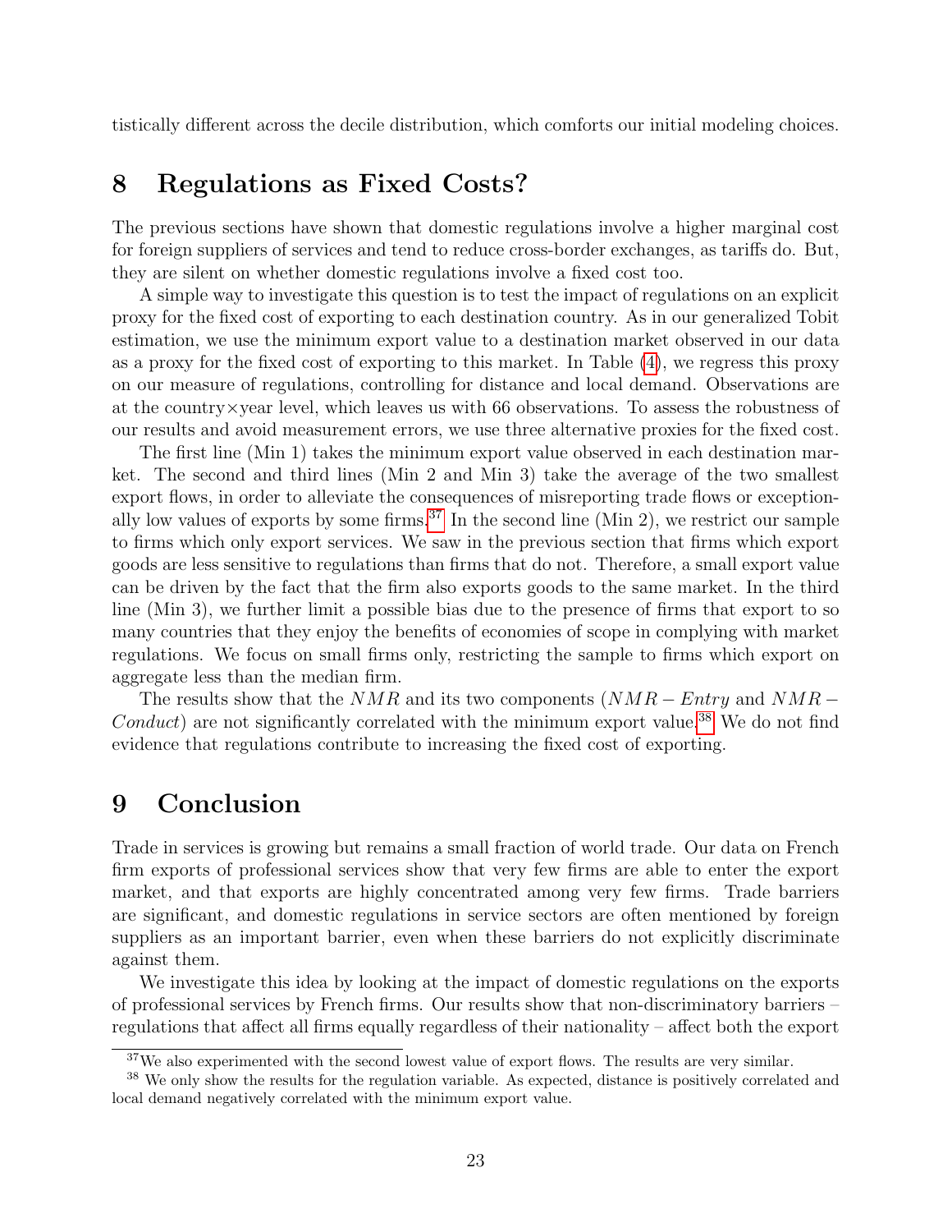tistically different across the decile distribution, which comforts our initial modeling choices.

# 8 Regulations as Fixed Costs?

The previous sections have shown that domestic regulations involve a higher marginal cost for foreign suppliers of services and tend to reduce cross-border exchanges, as tariffs do. But, they are silent on whether domestic regulations involve a fixed cost too.

A simple way to investigate this question is to test the impact of regulations on an explicit proxy for the fixed cost of exporting to each destination country. As in our generalized Tobit estimation, we use the minimum export value to a destination market observed in our data as a proxy for the fixed cost of exporting to this market. In Table (4), we regress this proxy on our measure of regulations, controlling for distance and local demand. Observations are at the country×year level, which leaves us with 66 observations. To assess the robustness of our results and avoid measurement errors, we use three alternative proxies for the fixed cost.

The first line (Min 1) takes the minimum export value observed in each destination market. The second and third lines (Min 2 and Min 3) take the average of the two smallest export flows, in order to alleviate the consequences of misreporting trade flows or exceptionally low values of exports by some firms.[37] In the second line (Min 2), we restrict our sample to firms which only export services. We saw in the previous section that firms which export goods are less sensitive to regulations than firms that do not. Therefore, a small export value can be driven by the fact that the firm also exports goods to the same market. In the third line (Min 3), we further limit a possible bias due to the presence of firms that export to so many countries that they enjoy the benefits of economies of scope in complying with market regulations. We focus on small firms only, restricting the sample to firms which export on aggregate less than the median firm.

The results show that the $NMR$ and its two components ($NMR - Entry$ and $NMR - Conduct$) are not significantly correlated with the minimum export value.[38] We do not find evidence that regulations contribute to increasing the fixed cost of exporting.

# 9 Conclusion

Trade in services is growing but remains a small fraction of world trade. Our data on French firm exports of professional services show that very few firms are able to enter the export market, and that exports are highly concentrated among very few firms. Trade barriers are significant, and domestic regulations in service sectors are often mentioned by foreign suppliers as an important barrier, even when these barriers do not explicitly discriminate against them.

We investigate this idea by looking at the impact of domestic regulations on the exports of professional services by French firms. Our results show that non-discriminatory barriers – regulations that affect all firms equally regardless of their nationality – affect both the export

---

[37] We also experimented with the second lowest value of export flows. The results are very similar.

[38] We only show the results for the regulation variable. As expected, distance is positively correlated and local demand negatively correlated with the minimum export value.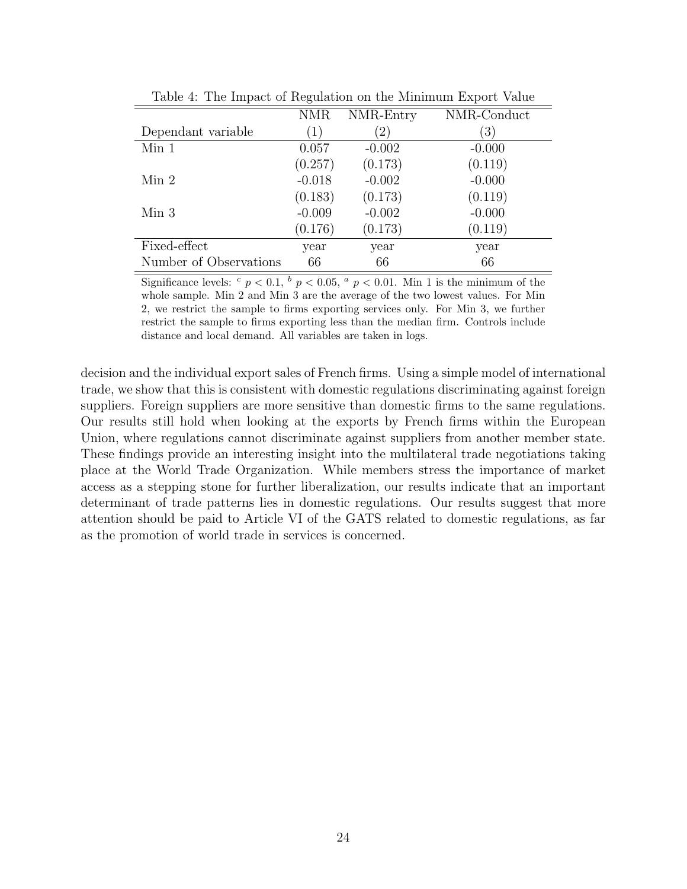Table 4: The Impact of Regulation on the Minimum Export Value

| | NMR | NMR-Entry | NMR-Conduct |
|---|---|---|---|
| Dependant variable | (1) | (2) | (3) |
| Min 1 | 0.057 | -0.002 | -0.000 |
| | (0.257) | (0.173) | (0.119) |
| Min 2 | -0.018 | -0.002 | -0.000 |
| | (0.183) | (0.173) | (0.119) |
| Min 3 | -0.009 | -0.002 | -0.000 |
| | (0.176) | (0.173) | (0.119) |
| Fixed-effect | year | year | year |
| Number of Observations | 66 | 66 | 66 |

Significance levels: $^{c}$ $p < 0.1$, $^{b}$ $p < 0.05$, $^{a}$ $p < 0.01$. Min 1 is the minimum of the whole sample. Min 2 and Min 3 are the average of the two lowest values. For Min 2, we restrict the sample to firms exporting services only. For Min 3, we further restrict the sample to firms exporting less than the median firm. Controls include distance and local demand. All variables are taken in logs.

decision and the individual export sales of French firms. Using a simple model of international trade, we show that this is consistent with domestic regulations discriminating against foreign suppliers. Foreign suppliers are more sensitive than domestic firms to the same regulations. Our results still hold when looking at the exports by French firms within the European Union, where regulations cannot discriminate against suppliers from another member state. These findings provide an interesting insight into the multilateral trade negotiations taking place at the World Trade Organization. While members stress the importance of market access as a stepping stone for further liberalization, our results indicate that an important determinant of trade patterns lies in domestic regulations. Our results suggest that more attention should be paid to Article VI of the GATS related to domestic regulations, as far as the promotion of world trade in services is concerned.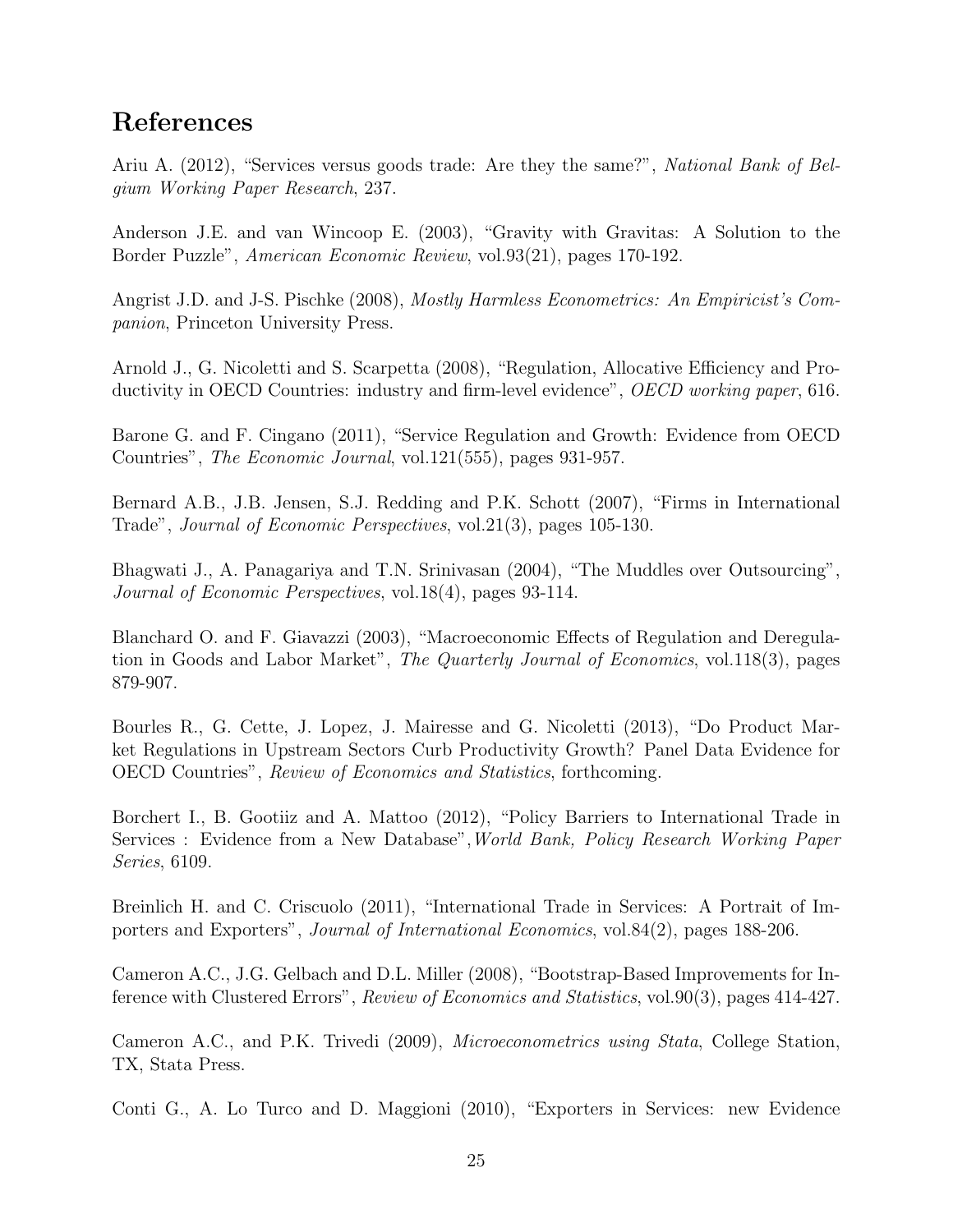## References

Ariu A. (2012), "Services versus goods trade: Are they the same?", *National Bank of Belgium Working Paper Research*, 237.

Anderson J.E. and van Wincoop E. (2003), "Gravity with Gravitas: A Solution to the Border Puzzle", *American Economic Review*, vol.93(21), pages 170-192.

Angrist J.D. and J-S. Pischke (2008), *Mostly Harmless Econometrics: An Empiricist's Companion*, Princeton University Press.

Arnold J., G. Nicoletti and S. Scarpetta (2008), "Regulation, Allocative Efficiency and Productivity in OECD Countries: industry and firm-level evidence", *OECD working paper*, 616.

Barone G. and F. Cingano (2011), "Service Regulation and Growth: Evidence from OECD Countries", *The Economic Journal*, vol.121(555), pages 931-957.

Bernard A.B., J.B. Jensen, S.J. Redding and P.K. Schott (2007), "Firms in International Trade", *Journal of Economic Perspectives*, vol.21(3), pages 105-130.

Bhagwati J., A. Panagariya and T.N. Srinivasan (2004), "The Muddles over Outsourcing", *Journal of Economic Perspectives*, vol.18(4), pages 93-114.

Blanchard O. and F. Giavazzi (2003), "Macroeconomic Effects of Regulation and Deregulation in Goods and Labor Market", *The Quarterly Journal of Economics*, vol.118(3), pages 879-907.

Bourles R., G. Cette, J. Lopez, J. Mairesse and G. Nicoletti (2013), "Do Product Market Regulations in Upstream Sectors Curb Productivity Growth? Panel Data Evidence for OECD Countries", *Review of Economics and Statistics*, forthcoming.

Borchert I., B. Gootiiz and A. Mattoo (2012), "Policy Barriers to International Trade in Services : Evidence from a New Database",*World Bank, Policy Research Working Paper Series*, 6109.

Breinlich H. and C. Criscuolo (2011), "International Trade in Services: A Portrait of Importers and Exporters", *Journal of International Economics*, vol.84(2), pages 188-206.

Cameron A.C., J.G. Gelbach and D.L. Miller (2008), "Bootstrap-Based Improvements for Inference with Clustered Errors", *Review of Economics and Statistics*, vol.90(3), pages 414-427.

Cameron A.C., and P.K. Trivedi (2009), *Microeconometrics using Stata*, College Station, TX, Stata Press.

Conti G., A. Lo Turco and D. Maggioni (2010), "Exporters in Services: new Evidence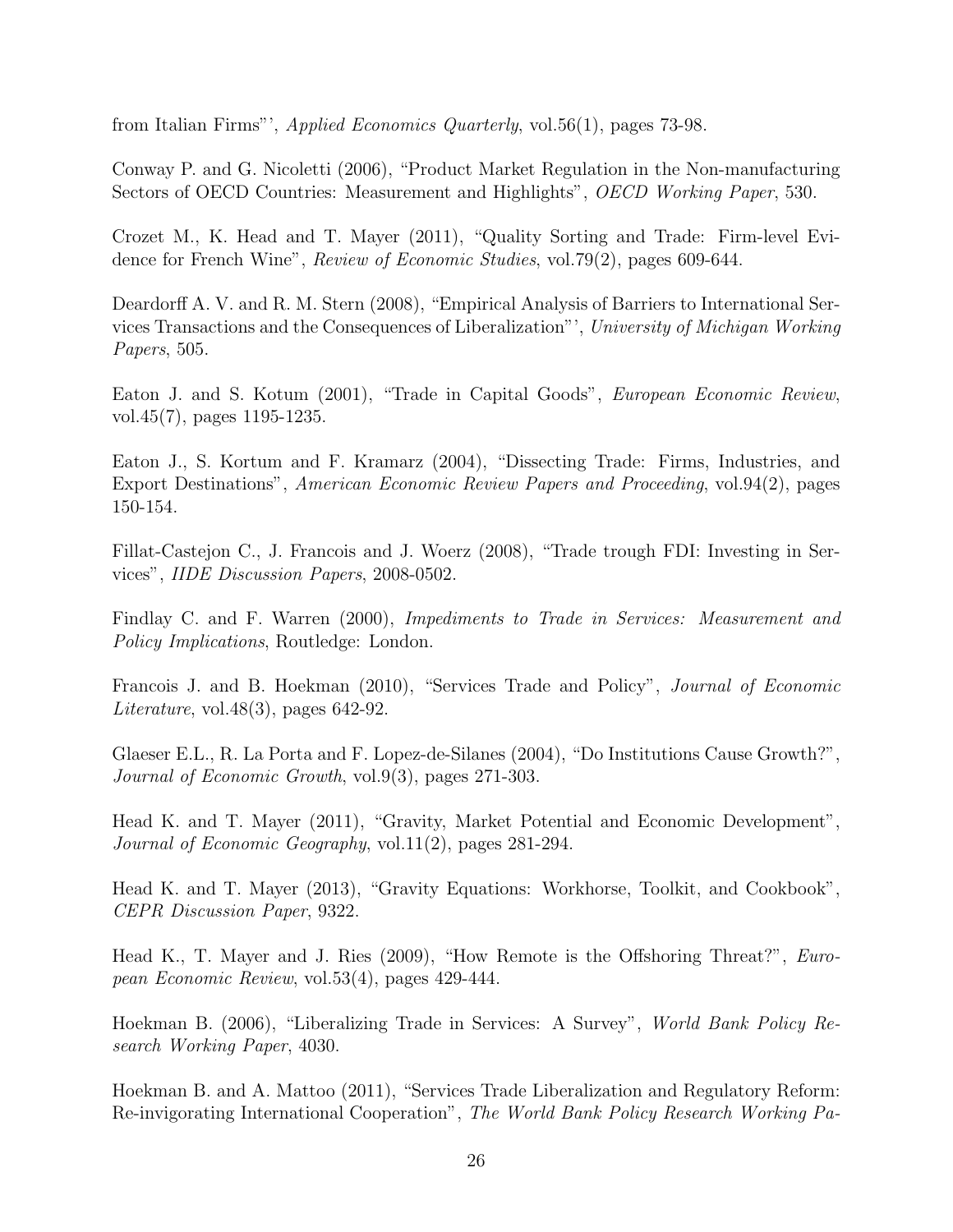from Italian Firms"', *Applied Economics Quarterly*, vol.56(1), pages 73-98.

Conway P. and G. Nicoletti (2006), "Product Market Regulation in the Non-manufacturing Sectors of OECD Countries: Measurement and Highlights", *OECD Working Paper*, 530.

Crozet M., K. Head and T. Mayer (2011), "Quality Sorting and Trade: Firm-level Evidence for French Wine", *Review of Economic Studies*, vol.79(2), pages 609-644.

Deardorff A. V. and R. M. Stern (2008), "Empirical Analysis of Barriers to International Services Transactions and the Consequences of Liberalization"', *University of Michigan Working Papers*, 505.

Eaton J. and S. Kotum (2001), "Trade in Capital Goods", *European Economic Review*, vol.45(7), pages 1195-1235.

Eaton J., S. Kortum and F. Kramarz (2004), "Dissecting Trade: Firms, Industries, and Export Destinations", *American Economic Review Papers and Proceeding*, vol.94(2), pages 150-154.

Fillat-Castejon C., J. Francois and J. Woerz (2008), "Trade trough FDI: Investing in Services", *IIDE Discussion Papers*, 2008-0502.

Findlay C. and F. Warren (2000), *Impediments to Trade in Services: Measurement and Policy Implications*, Routledge: London.

Francois J. and B. Hoekman (2010), "Services Trade and Policy", *Journal of Economic Literature*, vol.48(3), pages 642-92.

Glaeser E.L., R. La Porta and F. Lopez-de-Silanes (2004), "Do Institutions Cause Growth?", *Journal of Economic Growth*, vol.9(3), pages 271-303.

Head K. and T. Mayer (2011), "Gravity, Market Potential and Economic Development", *Journal of Economic Geography*, vol.11(2), pages 281-294.

Head K. and T. Mayer (2013), "Gravity Equations: Workhorse, Toolkit, and Cookbook", *CEPR Discussion Paper*, 9322.

Head K., T. Mayer and J. Ries (2009), "How Remote is the Offshoring Threat?", *European Economic Review*, vol.53(4), pages 429-444.

Hoekman B. (2006), "Liberalizing Trade in Services: A Survey", *World Bank Policy Research Working Paper*, 4030.

Hoekman B. and A. Mattoo (2011), "Services Trade Liberalization and Regulatory Reform: Re-invigorating International Cooperation", *The World Bank Policy Research Working Pa-*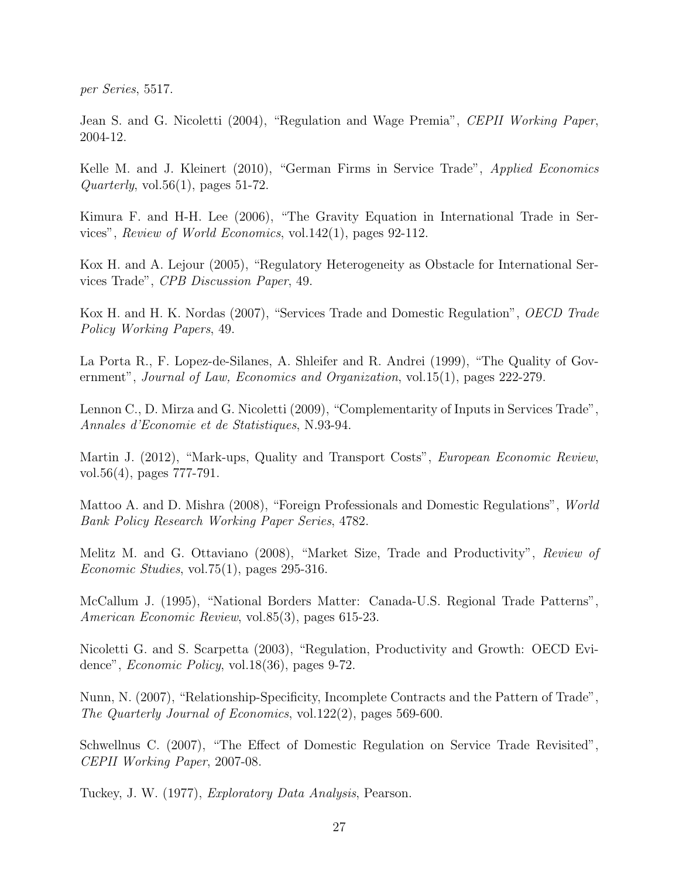*per Series*, 5517.

Jean S. and G. Nicoletti (2004), "Regulation and Wage Premia", *CEPII Working Paper*, 2004-12.

Kelle M. and J. Kleinert (2010), "German Firms in Service Trade", *Applied Economics Quarterly*, vol.56(1), pages 51-72.

Kimura F. and H-H. Lee (2006), "The Gravity Equation in International Trade in Services", *Review of World Economics*, vol.142(1), pages 92-112.

Kox H. and A. Lejour (2005), "Regulatory Heterogeneity as Obstacle for International Services Trade", *CPB Discussion Paper*, 49.

Kox H. and H. K. Nordas (2007), "Services Trade and Domestic Regulation", *OECD Trade Policy Working Papers*, 49.

La Porta R., F. Lopez-de-Silanes, A. Shleifer and R. Andrei (1999), "The Quality of Government", *Journal of Law, Economics and Organization*, vol.15(1), pages 222-279.

Lennon C., D. Mirza and G. Nicoletti (2009), "Complementarity of Inputs in Services Trade", *Annales d'Economie et de Statistiques*, N.93-94.

Martin J. (2012), "Mark-ups, Quality and Transport Costs", *European Economic Review*, vol.56(4), pages 777-791.

Mattoo A. and D. Mishra (2008), "Foreign Professionals and Domestic Regulations", *World Bank Policy Research Working Paper Series*, 4782.

Melitz M. and G. Ottaviano (2008), "Market Size, Trade and Productivity", *Review of Economic Studies*, vol.75(1), pages 295-316.

McCallum J. (1995), "National Borders Matter: Canada-U.S. Regional Trade Patterns", *American Economic Review*, vol.85(3), pages 615-23.

Nicoletti G. and S. Scarpetta (2003), "Regulation, Productivity and Growth: OECD Evidence", *Economic Policy*, vol.18(36), pages 9-72.

Nunn, N. (2007), "Relationship-Specificity, Incomplete Contracts and the Pattern of Trade", *The Quarterly Journal of Economics*, vol.122(2), pages 569-600.

Schwellnus C. (2007), "The Effect of Domestic Regulation on Service Trade Revisited", *CEPII Working Paper*, 2007-08.

Tuckey, J. W. (1977), *Exploratory Data Analysis*, Pearson.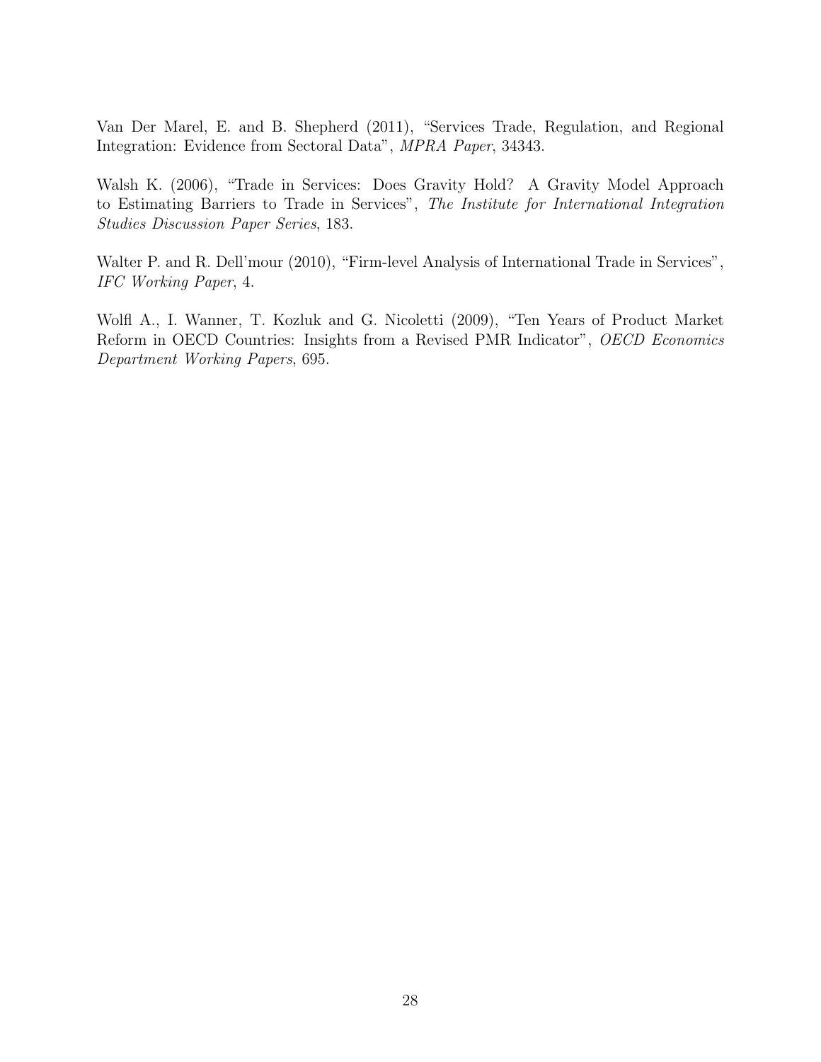Van Der Marel, E. and B. Shepherd (2011), "Services Trade, Regulation, and Regional Integration: Evidence from Sectoral Data", *MPRA Paper*, 34343.

Walsh K. (2006), "Trade in Services: Does Gravity Hold? A Gravity Model Approach to Estimating Barriers to Trade in Services", *The Institute for International Integration Studies Discussion Paper Series*, 183.

Walter P. and R. Dell'mour (2010), "Firm-level Analysis of International Trade in Services", *IFC Working Paper*, 4.

Wolfl A., I. Wanner, T. Kozluk and G. Nicoletti (2009), "Ten Years of Product Market Reform in OECD Countries: Insights from a Revised PMR Indicator", *OECD Economics Department Working Papers*, 695.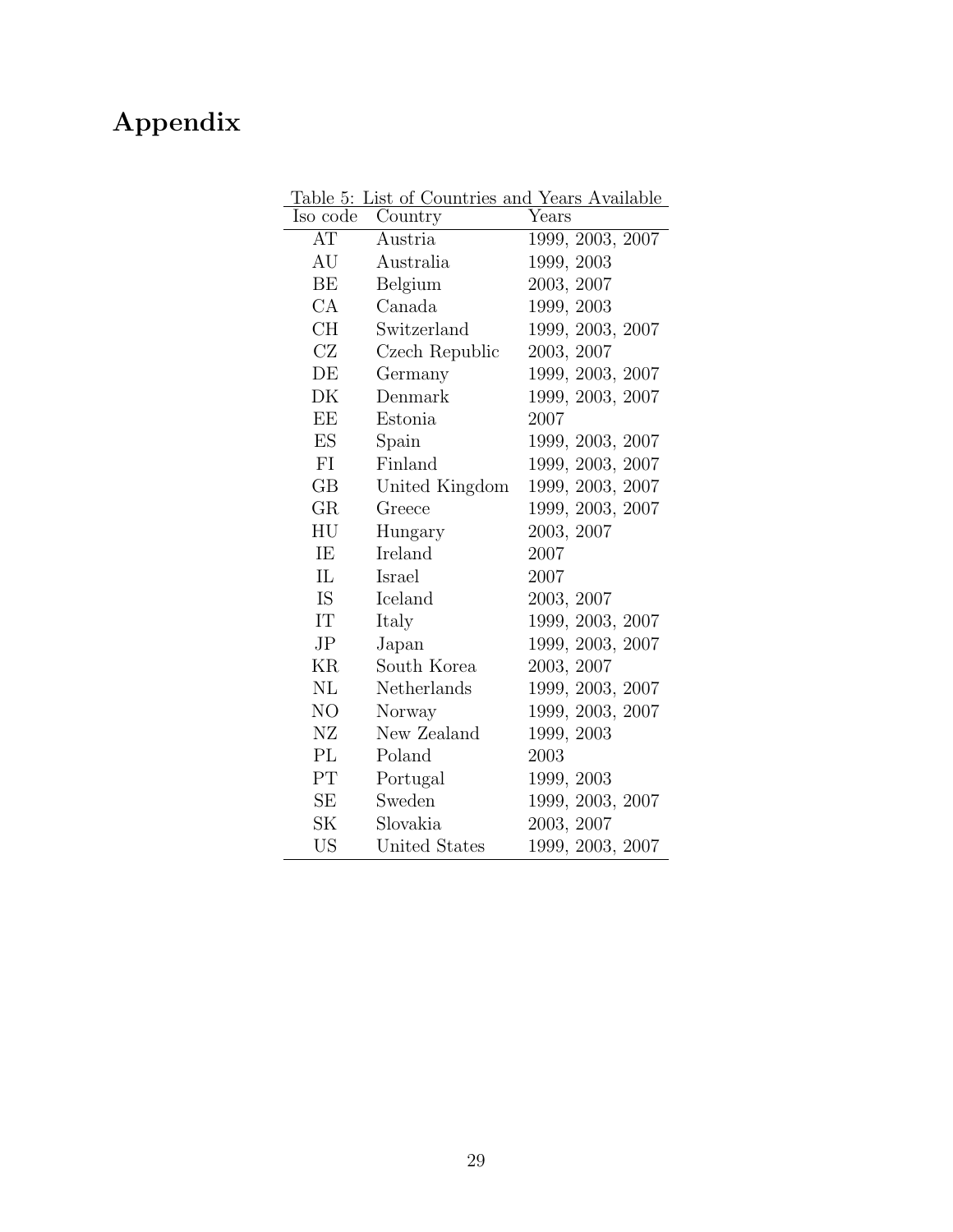# Appendix

Table 5: List of Countries and Years Available

| Iso code | Country | Years |
|---|---|---|
| AT | Austria | 1999, 2003, 2007 |
| AU | Australia | 1999, 2003 |
| BE | Belgium | 2003, 2007 |
| CA | Canada | 1999, 2003 |
| CH | Switzerland | 1999, 2003, 2007 |
| CZ | Czech Republic | 2003, 2007 |
| DE | Germany | 1999, 2003, 2007 |
| DK | Denmark | 1999, 2003, 2007 |
| EE | Estonia | 2007 |
| ES | Spain | 1999, 2003, 2007 |
| FI | Finland | 1999, 2003, 2007 |
| GB | United Kingdom | 1999, 2003, 2007 |
| GR | Greece | 1999, 2003, 2007 |
| HU | Hungary | 2003, 2007 |
| IE | Ireland | 2007 |
| IL | Israel | 2007 |
| IS | Iceland | 2003, 2007 |
| IT | Italy | 1999, 2003, 2007 |
| JP | Japan | 1999, 2003, 2007 |
| KR | South Korea | 2003, 2007 |
| NL | Netherlands | 1999, 2003, 2007 |
| NO | Norway | 1999, 2003, 2007 |
| NZ | New Zealand | 1999, 2003 |
| PL | Poland | 2003 |
| PT | Portugal | 1999, 2003 |
| SE | Sweden | 1999, 2003, 2007 |
| SK | Slovakia | 2003, 2007 |
| US | United States | 1999, 2003, 2007 |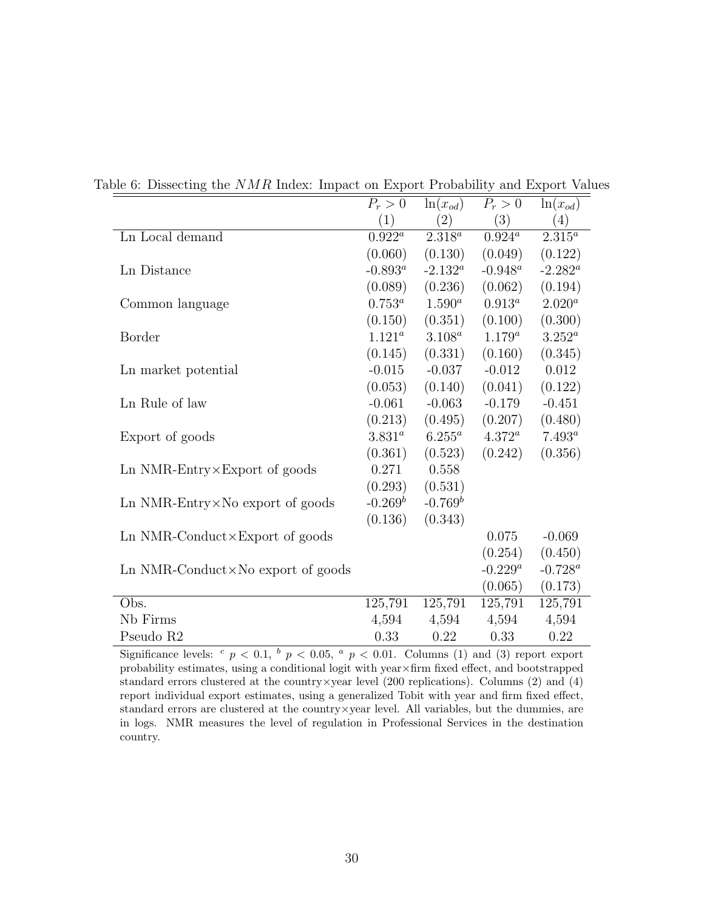Table 6: Dissecting the $NMR$ Index: Impact on Export Probability and Export Values

| | $P_r > 0$ | $\ln(x_{od})$ | $P_r > 0$ | $\ln(x_{od})$ |
|---|---|---|---|---|
| | (1) | (2) | (3) | (4) |
| Ln Local demand | $0.922^a$ | $2.318^a$ | $0.924^a$ | $2.315^a$ |
| | (0.060) | (0.130) | (0.049) | (0.122) |
| Ln Distance | $-0.893^a$ | $-2.132^a$ | $-0.948^a$ | $-2.282^a$ |
| | (0.089) | (0.236) | (0.062) | (0.194) |
| Common language | $0.753^a$ | $1.590^a$ | $0.913^a$ | $2.020^a$ |
| | (0.150) | (0.351) | (0.100) | (0.300) |
| Border | $1.121^a$ | $3.108^a$ | $1.179^a$ | $3.252^a$ |
| | (0.145) | (0.331) | (0.160) | (0.345) |
| Ln market potential | -0.015 | -0.037 | -0.012 | 0.012 |
| | (0.053) | (0.140) | (0.041) | (0.122) |
| Ln Rule of law | -0.061 | -0.063 | -0.179 | -0.451 |
| | (0.213) | (0.495) | (0.207) | (0.480) |
| Export of goods | $3.831^a$ | $6.255^a$ | $4.372^a$ | $7.493^a$ |
| | (0.361) | (0.523) | (0.242) | (0.356) |
| Ln NMR-Entry×Export of goods | 0.271 | 0.558 | | |
| | (0.293) | (0.531) | | |
| Ln NMR-Entry×No export of goods | $-0.269^b$ | $-0.769^b$ | | |
| | (0.136) | (0.343) | | |
| Ln NMR-Conduct×Export of goods | | | 0.075 | -0.069 |
| | | | (0.254) | (0.450) |
| Ln NMR-Conduct×No export of goods | | | $-0.229^a$ | $-0.728^a$ |
| | | | (0.065) | (0.173) |
| Obs. | 125,791 | 125,791 | 125,791 | 125,791 |
| Nb Firms | 4,594 | 4,594 | 4,594 | 4,594 |
| Pseudo R2 | 0.33 | 0.22 | 0.33 | 0.22 |

Significance levels: $^c$ $p < 0.1$, $^b$ $p < 0.05$, $^a$ $p < 0.01$. Columns (1) and (3) report export probability estimates, using a conditional logit with year×firm fixed effect, and bootstrapped standard errors clustered at the country×year level (200 replications). Columns (2) and (4) report individual export estimates, using a generalized Tobit with year and firm fixed effect, standard errors are clustered at the country×year level. All variables, but the dummies, are in logs. NMR measures the level of regulation in Professional Services in the destination country.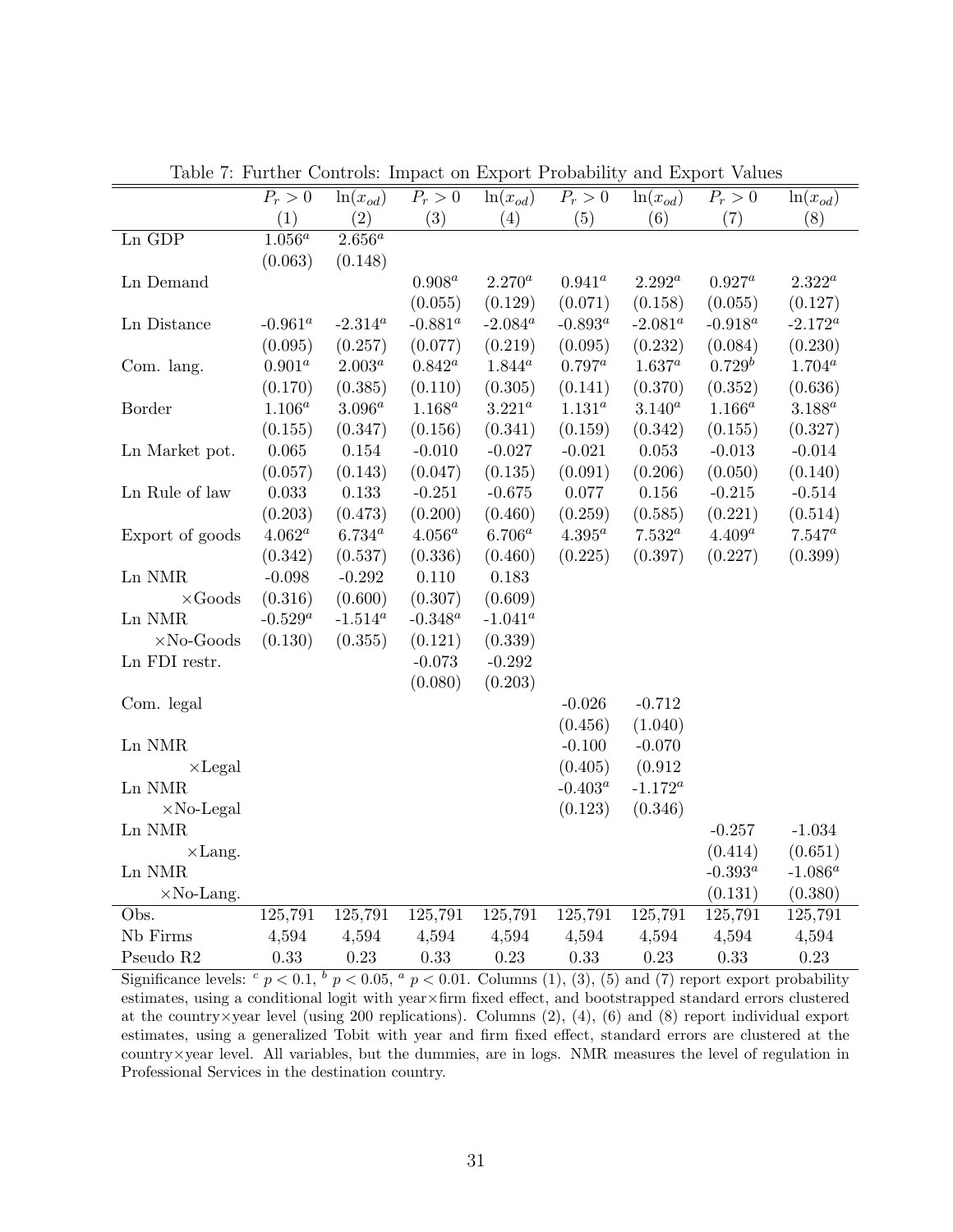Table 7: Further Controls: Impact on Export Probability and Export Values

| | $P_r > 0$ | $\ln(x_{od})$ | $P_r > 0$ | $\ln(x_{od})$ | $P_r > 0$ | $\ln(x_{od})$ | $P_r > 0$ | $\ln(x_{od})$ |
|---|---|---|---|---|---|---|---|---|
| | (1) | (2) | (3) | (4) | (5) | (6) | (7) | (8) |
| Ln GDP | $1.056^a$ | $2.656^a$ | | | | | | |
| | (0.063) | (0.148) | | | | | | |
| Ln Demand | | | $0.908^a$ | $2.270^a$ | $0.941^a$ | $2.292^a$ | $0.927^a$ | $2.322^a$ |
| | | | (0.055) | (0.129) | (0.071) | (0.158) | (0.055) | (0.127) |
| Ln Distance | $-0.961^a$ | $-2.314^a$ | $-0.881^a$ | $-2.084^a$ | $-0.893^a$ | $-2.081^a$ | $-0.918^a$ | $-2.172^a$ |
| | (0.095) | (0.257) | (0.077) | (0.219) | (0.095) | (0.232) | (0.084) | (0.230) |
| Com. lang. | $0.901^a$ | $2.003^a$ | $0.842^a$ | $1.844^a$ | $0.797^a$ | $1.637^a$ | $0.729^b$ | $1.704^a$ |
| | (0.170) | (0.385) | (0.110) | (0.305) | (0.141) | (0.370) | (0.352) | (0.636) |
| Border | $1.106^a$ | $3.096^a$ | $1.168^a$ | $3.221^a$ | $1.131^a$ | $3.140^a$ | $1.166^a$ | $3.188^a$ |
| | (0.155) | (0.347) | (0.156) | (0.341) | (0.159) | (0.342) | (0.155) | (0.327) |
| Ln Market pot. | 0.065 | 0.154 | -0.010 | -0.027 | -0.021 | 0.053 | -0.013 | -0.014 |
| | (0.057) | (0.143) | (0.047) | (0.135) | (0.091) | (0.206) | (0.050) | (0.140) |
| Ln Rule of law | 0.033 | 0.133 | -0.251 | -0.675 | 0.077 | 0.156 | -0.215 | -0.514 |
| | (0.203) | (0.473) | (0.200) | (0.460) | (0.259) | (0.585) | (0.221) | (0.514) |
| Export of goods | $4.062^a$ | $6.734^a$ | $4.056^a$ | $6.706^a$ | $4.395^a$ | $7.532^a$ | $4.409^a$ | $7.547^a$ |
| | (0.342) | (0.537) | (0.336) | (0.460) | (0.225) | (0.397) | (0.227) | (0.399) |
| Ln NMR $\times$Goods | -0.098 | -0.292 | 0.110 | 0.183 | | | | |
| | (0.316) | (0.600) | (0.307) | (0.609) | | | | |
| Ln NMR $\times$No-Goods | $-0.529^a$ | $-1.514^a$ | $-0.348^a$ | $-1.041^a$ | | | | |
| | (0.130) | (0.355) | (0.121) | (0.339) | | | | |
| Ln FDI restr. | | | -0.073 | -0.292 | | | | |
| | | | (0.080) | (0.203) | | | | |
| Com. legal | | | | | -0.026 | -0.712 | | |
| | | | | | (0.456) | (1.040) | | |
| Ln NMR $\times$Legal | | | | | -0.100 | -0.070 | | |
| | | | | | (0.405) | (0.912 | | |
| Ln NMR $\times$No-Legal | | | | | $-0.403^a$ | $-1.172^a$ | | |
| | | | | | (0.123) | (0.346) | | |
| Ln NMR $\times$Lang. | | | | | | | -0.257 | -1.034 |
| | | | | | | | (0.414) | (0.651) |
| Ln NMR $\times$No-Lang. | | | | | | | $-0.393^a$ | $-1.086^a$ |
| | | | | | | | (0.131) | (0.380) |
| Obs. | 125,791 | 125,791 | 125,791 | 125,791 | 125,791 | 125,791 | 125,791 | 125,791 |
| Nb Firms | 4,594 | 4,594 | 4,594 | 4,594 | 4,594 | 4,594 | 4,594 | 4,594 |
| Pseudo R2 | 0.33 | 0.23 | 0.33 | 0.23 | 0.33 | 0.23 | 0.33 | 0.23 |

Significance levels: $^c$ $p < 0.1$, $^b$ $p < 0.05$, $^a$ $p < 0.01$. Columns (1), (3), (5) and (7) report export probability estimates, using a conditional logit with year×firm fixed effect, and bootstrapped standard errors clustered at the country×year level (using 200 replications). Columns (2), (4), (6) and (8) report individual export estimates, using a generalized Tobit with year and firm fixed effect, standard errors are clustered at the country×year level. All variables, but the dummies, are in logs. NMR measures the level of regulation in Professional Services in the destination country.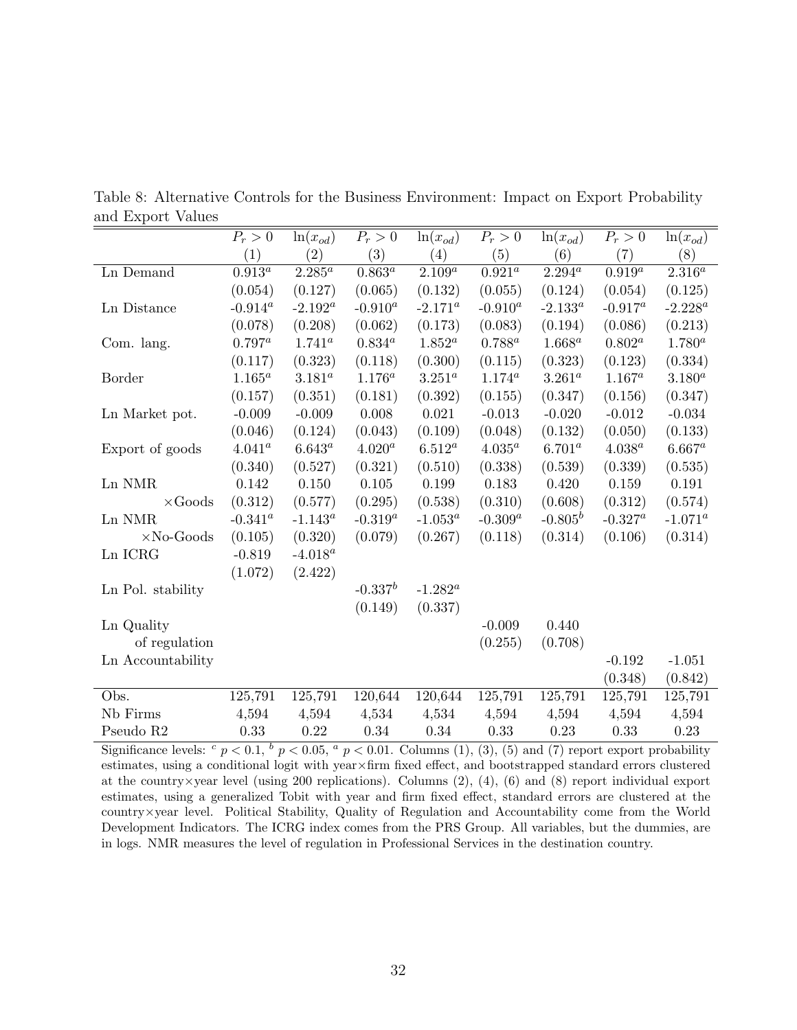Table 8: Alternative Controls for the Business Environment: Impact on Export Probability and Export Values

| | $P_r > 0$ | $\ln(x_{od})$ | $P_r > 0$ | $\ln(x_{od})$ | $P_r > 0$ | $\ln(x_{od})$ | $P_r > 0$ | $\ln(x_{od})$ |
|---|---|---|---|---|---|---|---|---|
| | (1) | (2) | (3) | (4) | (5) | (6) | (7) | (8) |
| Ln Demand | $0.913^a$ | $2.285^a$ | $0.863^a$ | $2.109^a$ | $0.921^a$ | $2.294^a$ | $0.919^a$ | $2.316^a$ |
| | (0.054) | (0.127) | (0.065) | (0.132) | (0.055) | (0.124) | (0.054) | (0.125) |
| Ln Distance | $-0.914^a$ | $-2.192^a$ | $-0.910^a$ | $-2.171^a$ | $-0.910^a$ | $-2.133^a$ | $-0.917^a$ | $-2.228^a$ |
| | (0.078) | (0.208) | (0.062) | (0.173) | (0.083) | (0.194) | (0.086) | (0.213) |
| Com. lang. | $0.797^a$ | $1.741^a$ | $0.834^a$ | $1.852^a$ | $0.788^a$ | $1.668^a$ | $0.802^a$ | $1.780^a$ |
| | (0.117) | (0.323) | (0.118) | (0.300) | (0.115) | (0.323) | (0.123) | (0.334) |
| Border | $1.165^a$ | $3.181^a$ | $1.176^a$ | $3.251^a$ | $1.174^a$ | $3.261^a$ | $1.167^a$ | $3.180^a$ |
| | (0.157) | (0.351) | (0.181) | (0.392) | (0.155) | (0.347) | (0.156) | (0.347) |
| Ln Market pot. | -0.009 | -0.009 | 0.008 | 0.021 | -0.013 | -0.020 | -0.012 | -0.034 |
| | (0.046) | (0.124) | (0.043) | (0.109) | (0.048) | (0.132) | (0.050) | (0.133) |
| Export of goods | $4.041^a$ | $6.643^a$ | $4.020^a$ | $6.512^a$ | $4.035^a$ | $6.701^a$ | $4.038^a$ | $6.667^a$ |
| | (0.340) | (0.527) | (0.321) | (0.510) | (0.338) | (0.539) | (0.339) | (0.535) |
| Ln NMR | 0.142 | 0.150 | 0.105 | 0.199 | 0.183 | 0.420 | 0.159 | 0.191 |
| $\times$Goods | (0.312) | (0.577) | (0.295) | (0.538) | (0.310) | (0.608) | (0.312) | (0.574) |
| Ln NMR | $-0.341^a$ | $-1.143^a$ | $-0.319^a$ | $-1.053^a$ | $-0.309^a$ | $-0.805^b$ | $-0.327^a$ | $-1.071^a$ |
| $\times$No-Goods | (0.105) | (0.320) | (0.079) | (0.267) | (0.118) | (0.314) | (0.106) | (0.314) |
| Ln ICRG | -0.819 | $-4.018^a$ | | | | | | |
| | (1.072) | (2.422) | | | | | | |
| Ln Pol. stability | | | $-0.337^b$ | $-1.282^a$ | | | | |
| | | | (0.149) | (0.337) | | | | |
| Ln Quality | | | | | -0.009 | 0.440 | | |
| of regulation | | | | | (0.255) | (0.708) | | |
| Ln Accountability | | | | | | | -0.192 | -1.051 |
| | | | | | | | (0.348) | (0.842) |
| Obs. | 125,791 | 125,791 | 120,644 | 120,644 | 125,791 | 125,791 | 125,791 | 125,791 |
| Nb Firms | 4,594 | 4,594 | 4,534 | 4,534 | 4,594 | 4,594 | 4,594 | 4,594 |
| Pseudo R2 | 0.33 | 0.22 | 0.34 | 0.34 | 0.33 | 0.23 | 0.33 | 0.23 |

Significance levels: $^c$ $p < 0.1$, $^b$ $p < 0.05$, $^a$ $p < 0.01$. Columns (1), (3), (5) and (7) report export probability estimates, using a conditional logit with year×firm fixed effect, and bootstrapped standard errors clustered at the country×year level (using 200 replications). Columns (2), (4), (6) and (8) report individual export estimates, using a generalized Tobit with year and firm fixed effect, standard errors are clustered at the country×year level. Political Stability, Quality of Regulation and Accountability come from the World Development Indicators. The ICRG index comes from the PRS Group. All variables, but the dummies, are in logs. NMR measures the level of regulation in Professional Services in the destination country.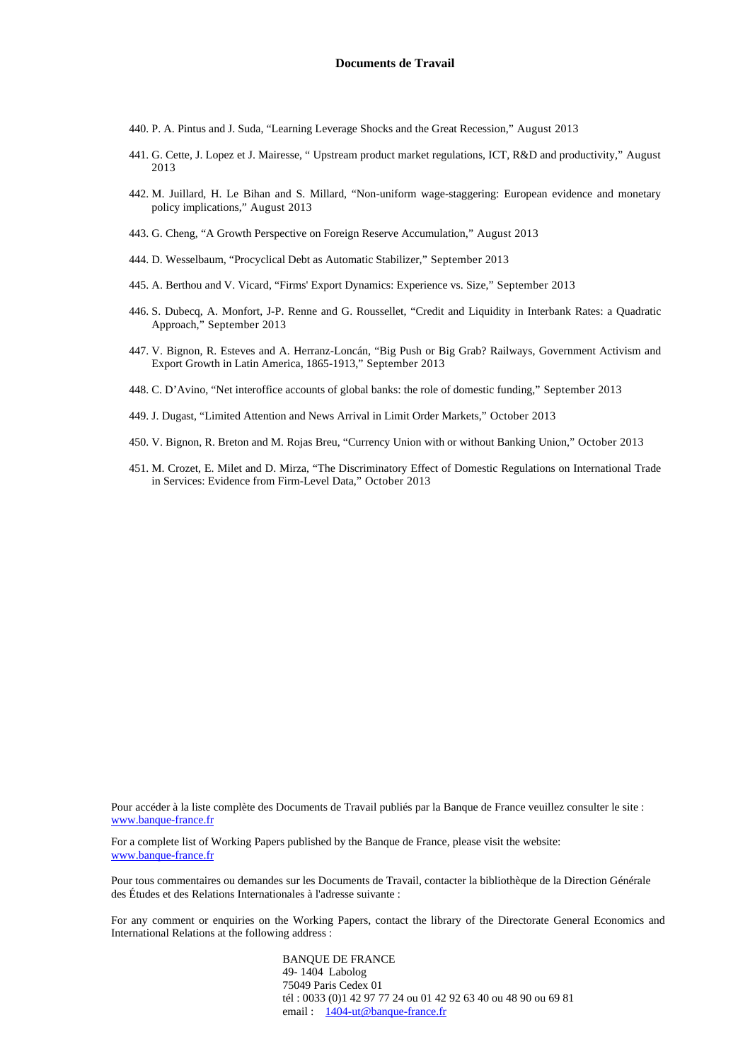# Documents de Travail

440. P. A. Pintus and J. Suda, "Learning Leverage Shocks and the Great Recession," August 2013

441. G. Cette, J. Lopez et J. Mairesse, " Upstream product market regulations, ICT, R&D and productivity," August 2013

442. M. Juillard, H. Le Bihan and S. Millard, "Non-uniform wage-staggering: European evidence and monetary policy implications," August 2013

443. G. Cheng, "A Growth Perspective on Foreign Reserve Accumulation," August 2013

444. D. Wesselbaum, "Procyclical Debt as Automatic Stabilizer," September 2013

445. A. Berthou and V. Vicard, "Firms' Export Dynamics: Experience vs. Size," September 2013

446. S. Dubecq, A. Monfort, J-P. Renne and G. Roussellet, "Credit and Liquidity in Interbank Rates: a Quadratic Approach," September 2013

447. V. Bignon, R. Esteves and A. Herranz-Loncán, "Big Push or Big Grab? Railways, Government Activism and Export Growth in Latin America, 1865-1913," September 2013

448. C. D'Avino, "Net interoffice accounts of global banks: the role of domestic funding," September 2013

449. J. Dugast, "Limited Attention and News Arrival in Limit Order Markets," October 2013

450. V. Bignon, R. Breton and M. Rojas Breu, "Currency Union with or without Banking Union," October 2013

451. M. Crozet, E. Milet and D. Mirza, "The Discriminatory Effect of Domestic Regulations on International Trade in Services: Evidence from Firm-Level Data," October 2013

Pour accéder à la liste complète des Documents de Travail publiés par la Banque de France veuillez consulter le site : www.banque-france.fr

For a complete list of Working Papers published by the Banque de France, please visit the website: www.banque-france.fr

Pour tous commentaires ou demandes sur les Documents de Travail, contacter la bibliothèque de la Direction Générale des Études et des Relations Internationales à l'adresse suivante :

For any comment or enquiries on the Working Papers, contact the library of the Directorate General Economics and International Relations at the following address :

BANQUE DE FRANCE
49- 1404 Labolog
75049 Paris Cedex 01
tél : 0033 (0)1 42 97 77 24 ou 01 42 92 63 40 ou 48 90 ou 69 81
email : 1404-ut@banque-france.fr